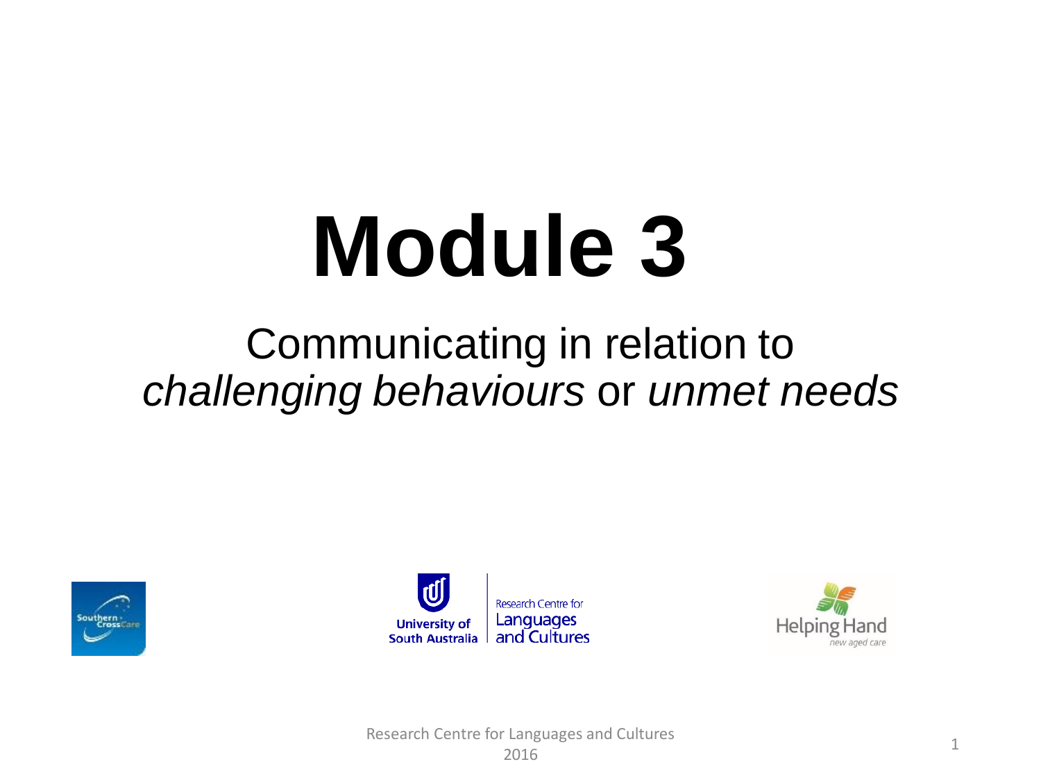# Module 3

## Communicating in relation to *challenging behaviours* or *unmet needs*

Research Centre for Languages and Cultures
2016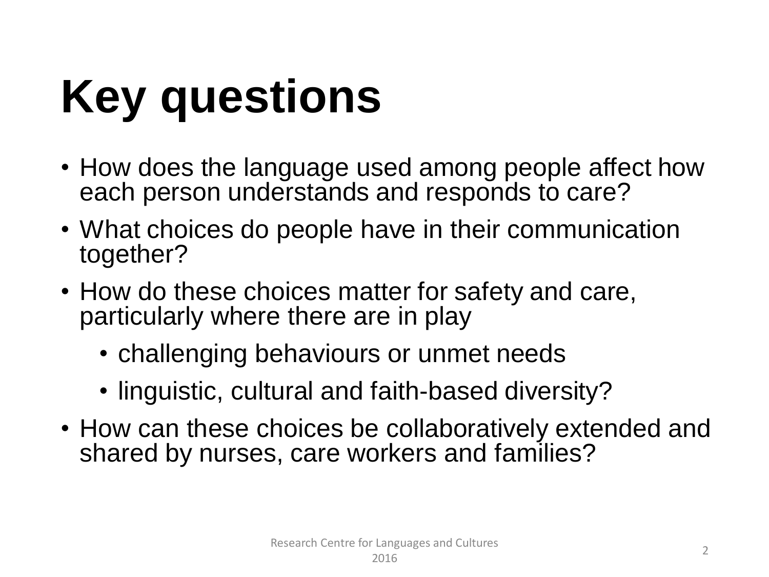# Key questions

- How does the language used among people affect how each person understands and responds to care?
- What choices do people have in their communication together?
- How do these choices matter for safety and care, particularly where there are in play
  - challenging behaviours or unmet needs
  - linguistic, cultural and faith-based diversity?
- How can these choices be collaboratively extended and shared by nurses, care workers and families?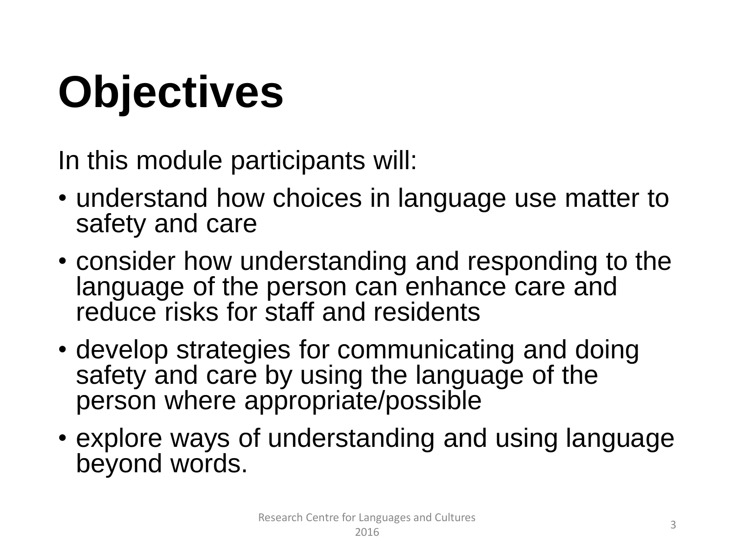# Objectives

In this module participants will:

- understand how choices in language use matter to safety and care
- consider how understanding and responding to the language of the person can enhance care and reduce risks for staff and residents
- develop strategies for communicating and doing safety and care by using the language of the person where appropriate/possible
- explore ways of understanding and using language beyond words.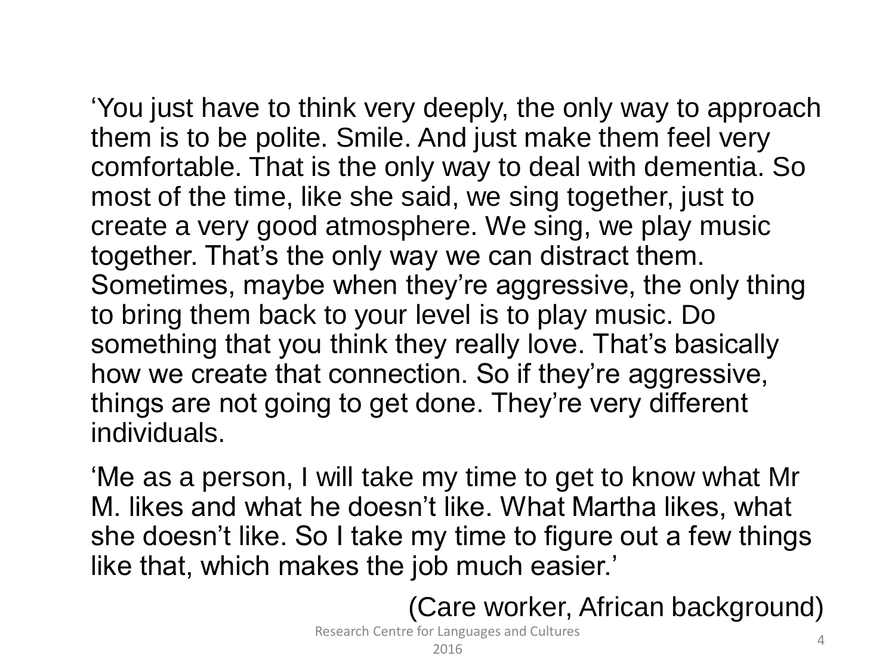'You just have to think very deeply, the only way to approach them is to be polite. Smile. And just make them feel very comfortable. That is the only way to deal with dementia. So most of the time, like she said, we sing together, just to create a very good atmosphere. We sing, we play music together. That's the only way we can distract them. Sometimes, maybe when they're aggressive, the only thing to bring them back to your level is to play music. Do something that you think they really love. That's basically how we create that connection. So if they're aggressive, things are not going to get done. They're very different individuals.

'Me as a person, I will take my time to get to know what Mr M. likes and what he doesn't like. What Martha likes, what she doesn't like. So I take my time to figure out a few things like that, which makes the job much easier.'

(Care worker, African background)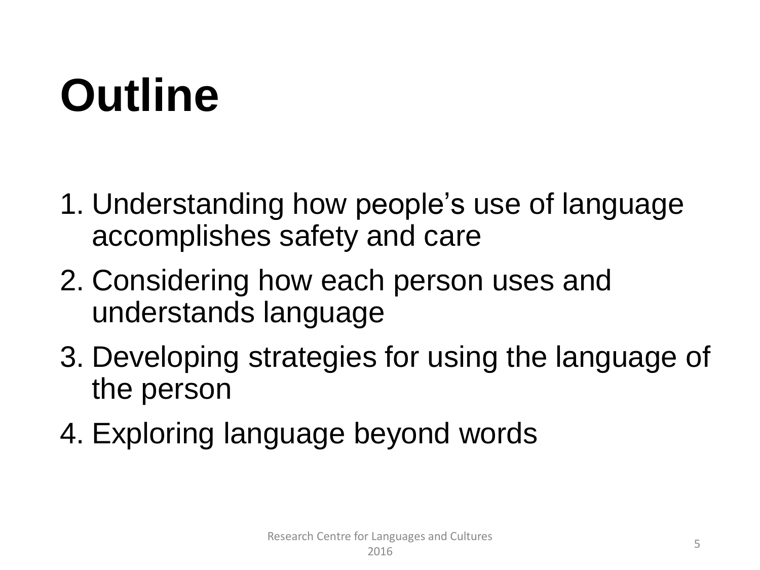# Outline

1. Understanding how people's use of language accomplishes safety and care
2. Considering how each person uses and understands language
3. Developing strategies for using the language of the person
4. Exploring language beyond words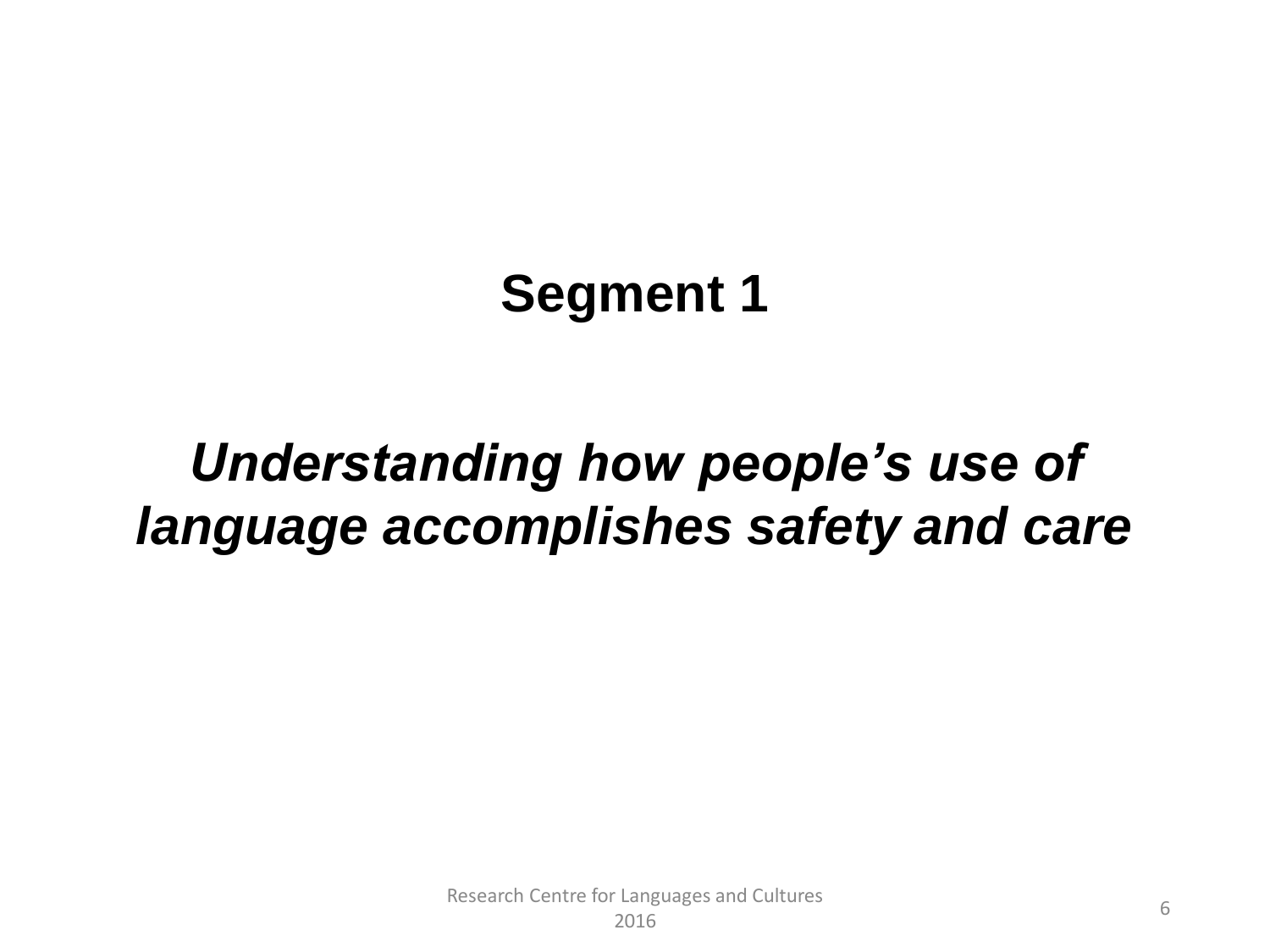# Segment 1

## *Understanding how people's use of language accomplishes safety and care*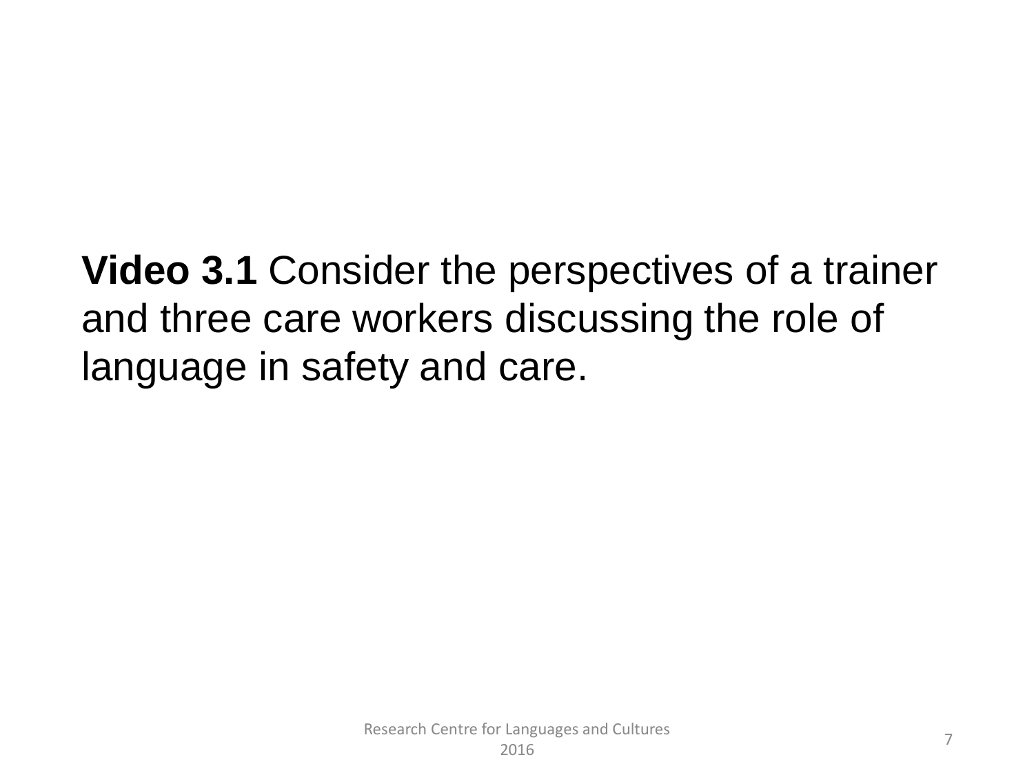**Video 3.1** Consider the perspectives of a trainer and three care workers discussing the role of language in safety and care.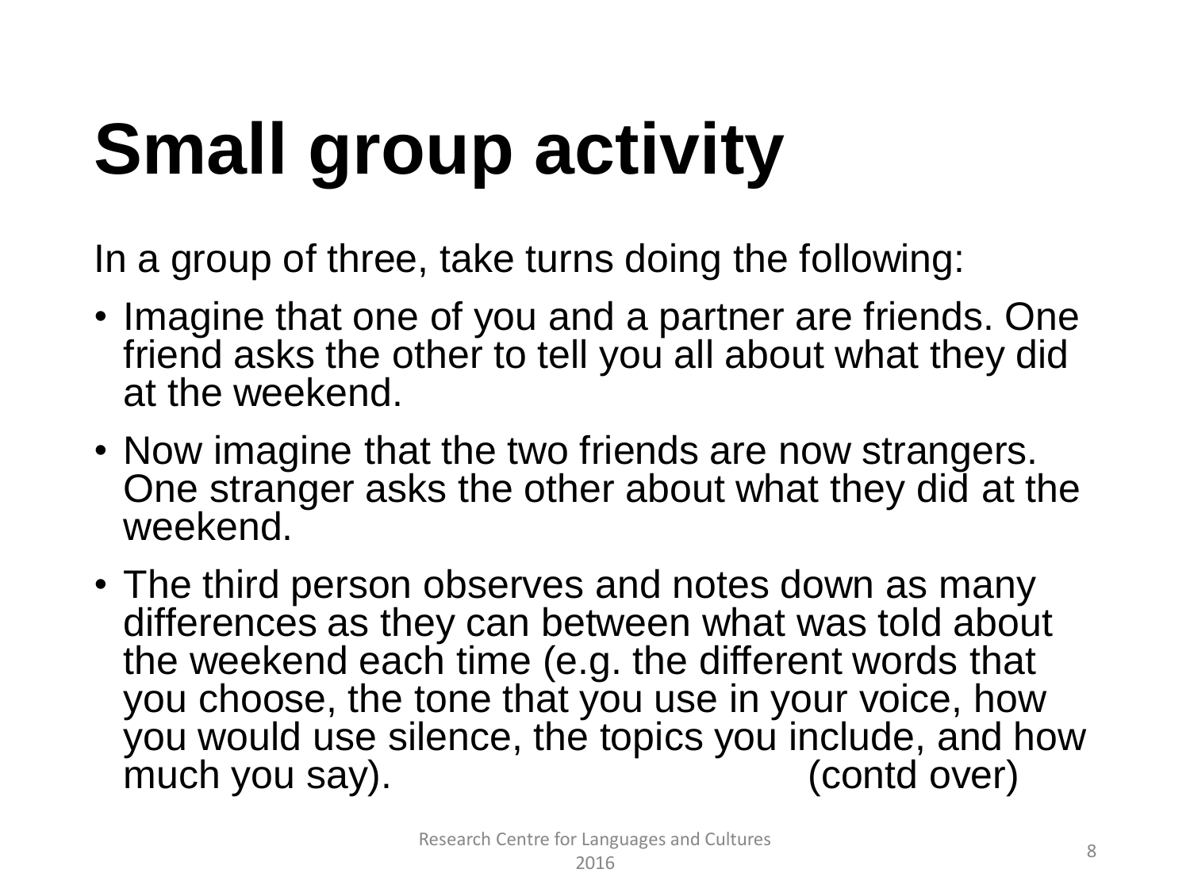# Small group activity

In a group of three, take turns doing the following:

- Imagine that one of you and a partner are friends. One friend asks the other to tell you all about what they did at the weekend.
- Now imagine that the two friends are now strangers. One stranger asks the other about what they did at the weekend.
- The third person observes and notes down as many differences as they can between what was told about the weekend each time (e.g. the different words that you choose, the tone that you use in your voice, how you would use silence, the topics you include, and how much you say). (contd over)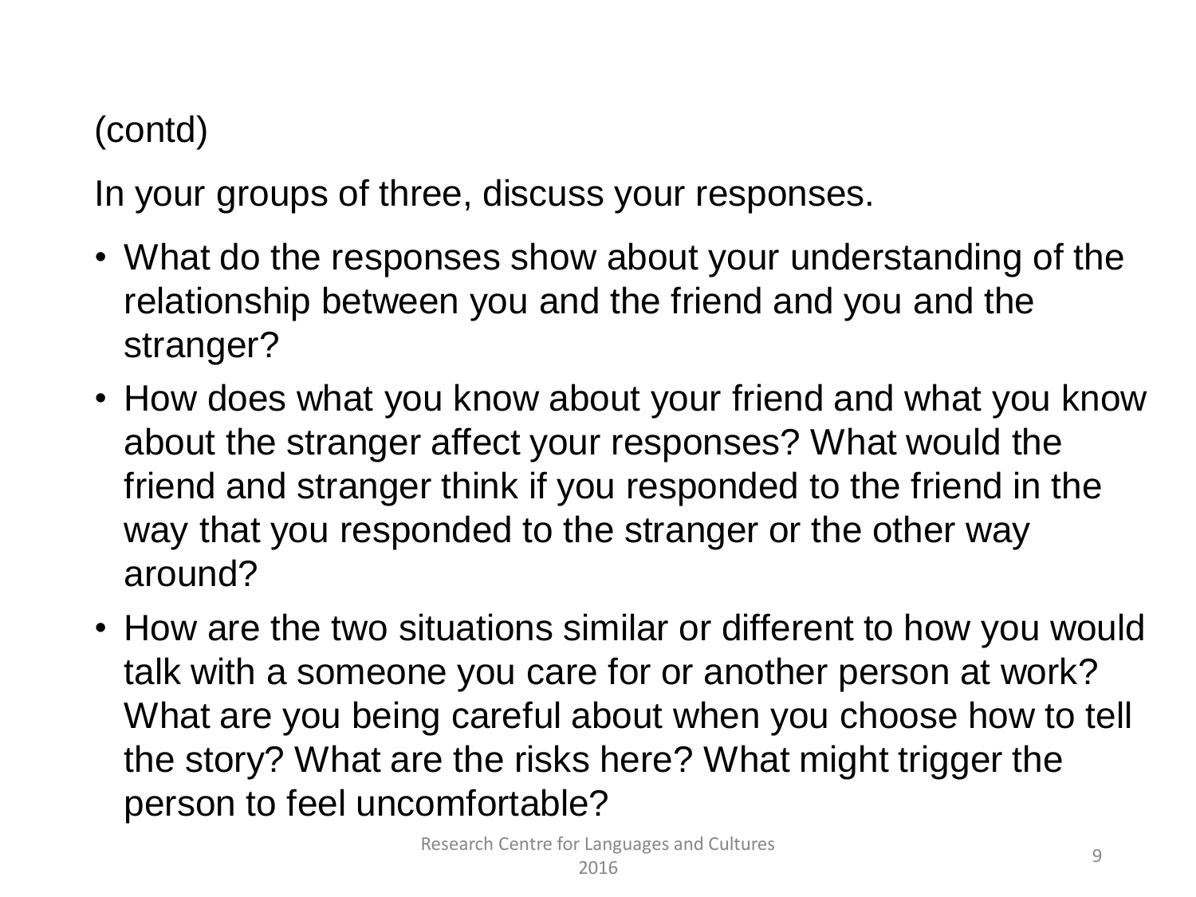(contd)

In your groups of three, discuss your responses.

- What do the responses show about your understanding of the relationship between you and the friend and you and the stranger?
- How does what you know about your friend and what you know about the stranger affect your responses? What would the friend and stranger think if you responded to the friend in the way that you responded to the stranger or the other way around?
- How are the two situations similar or different to how you would talk with a someone you care for or another person at work? What are you being careful about when you choose how to tell the story? What are the risks here? What might trigger the person to feel uncomfortable?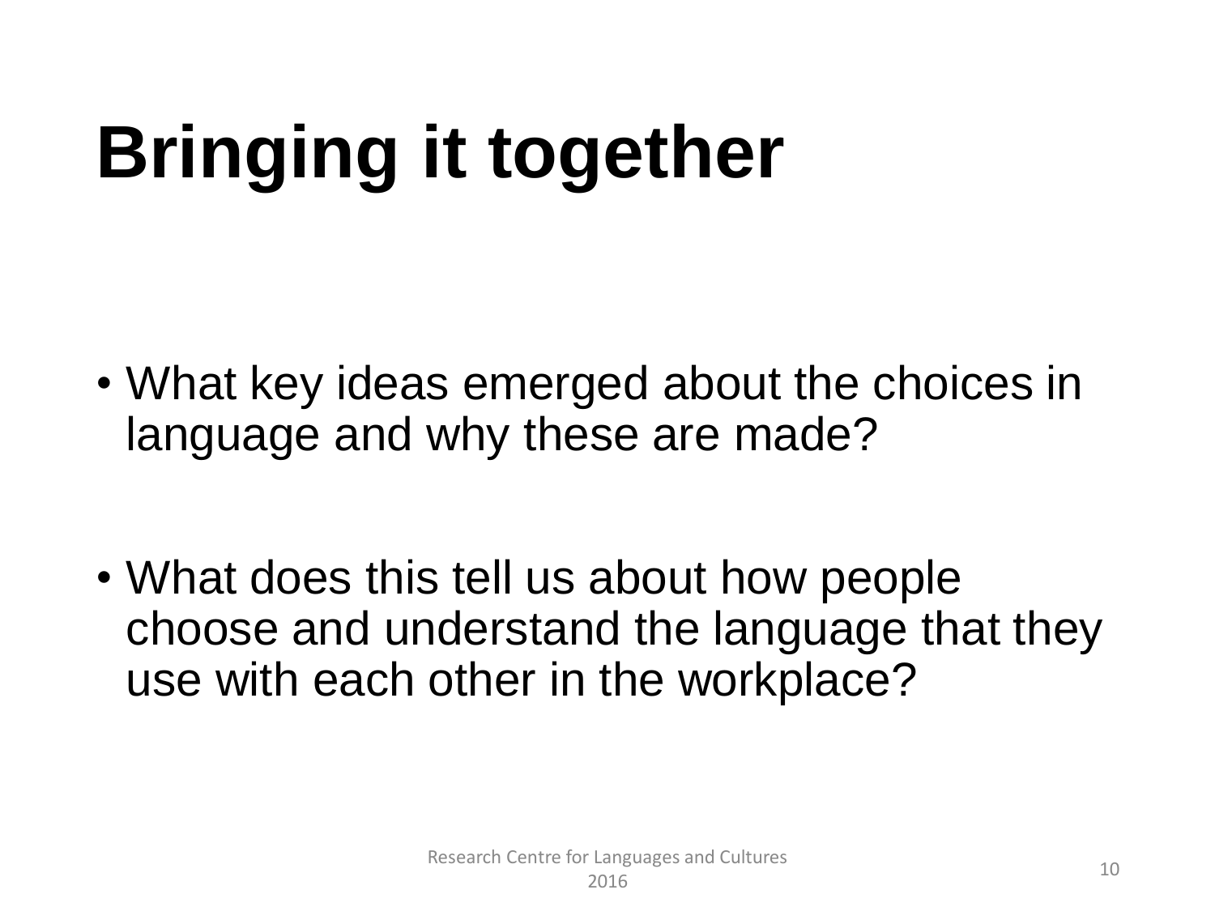# Bringing it together

- What key ideas emerged about the choices in language and why these are made?
- What does this tell us about how people choose and understand the language that they use with each other in the workplace?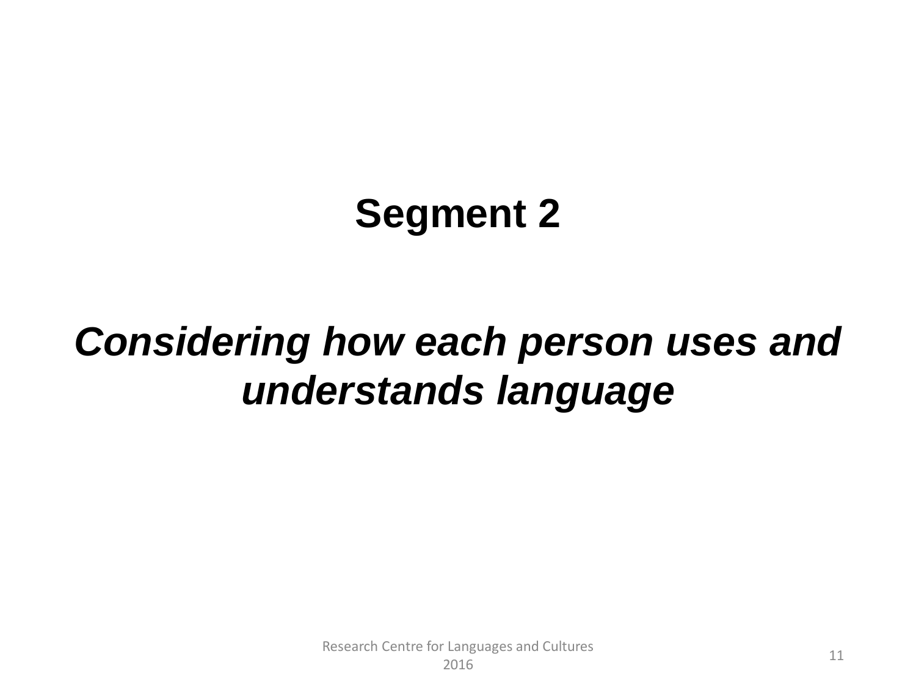## Segment 2

***Considering how each person uses and understands language***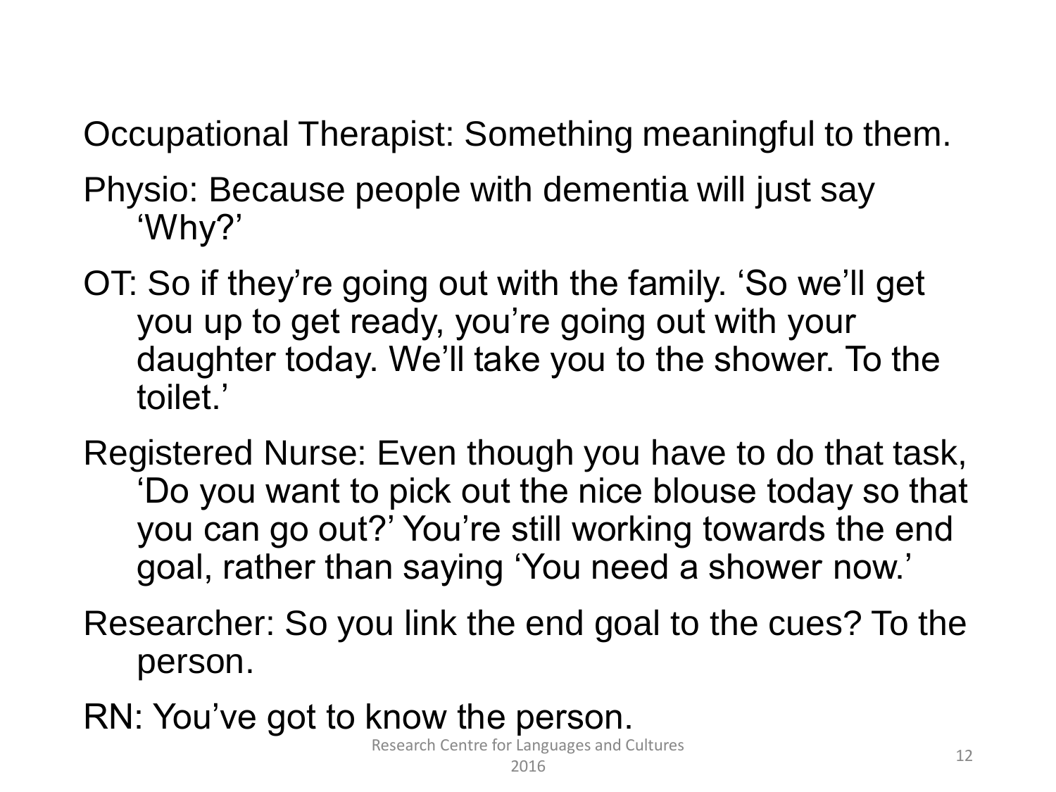Occupational Therapist: Something meaningful to them.

Physio: Because people with dementia will just say ‘Why?’

OT: So if they’re going out with the family. ‘So we’ll get you up to get ready, you’re going out with your daughter today. We’ll take you to the shower. To the toilet.’

Registered Nurse: Even though you have to do that task, ‘Do you want to pick out the nice blouse today so that you can go out?’ You’re still working towards the end goal, rather than saying ‘You need a shower now.’

Researcher: So you link the end goal to the cues? To the person.

RN: You’ve got to know the person.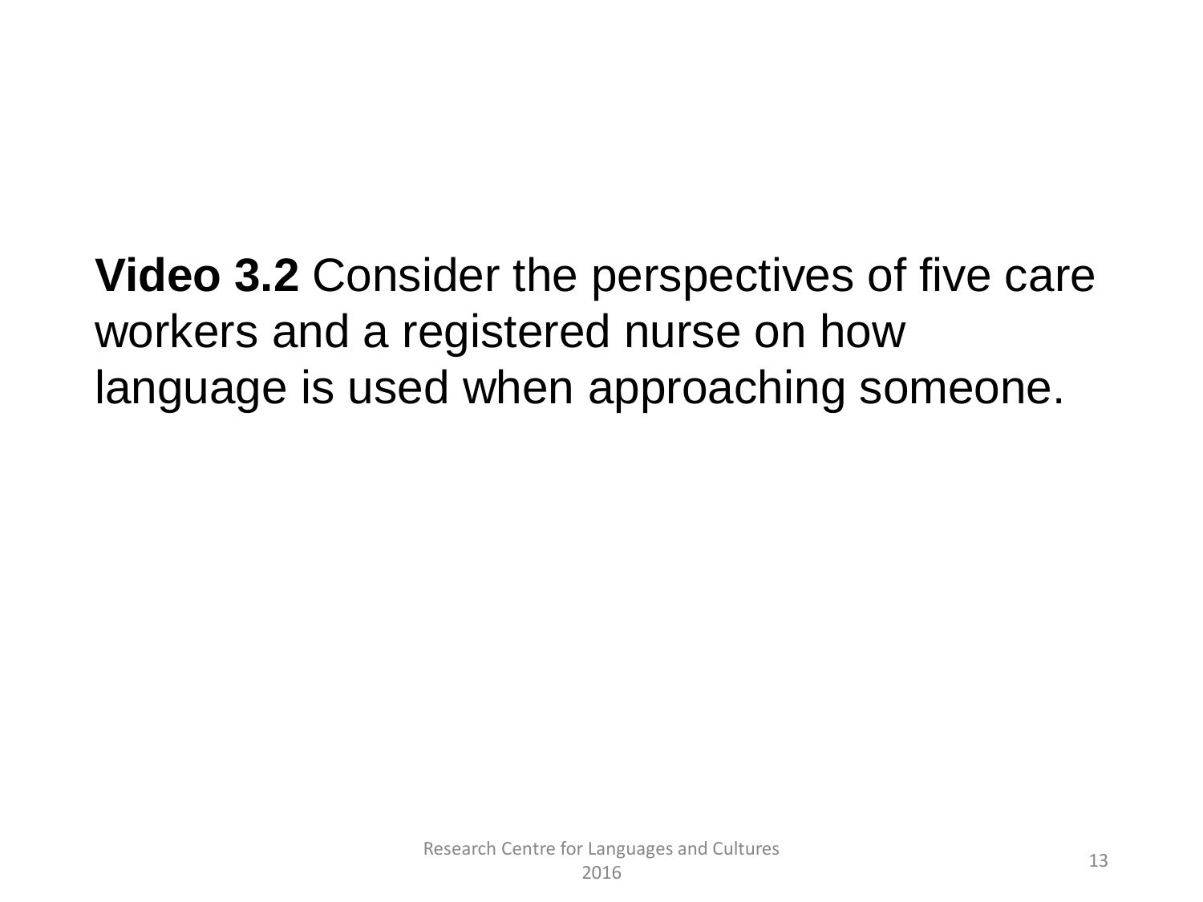**Video 3.2** Consider the perspectives of five care workers and a registered nurse on how language is used when approaching someone.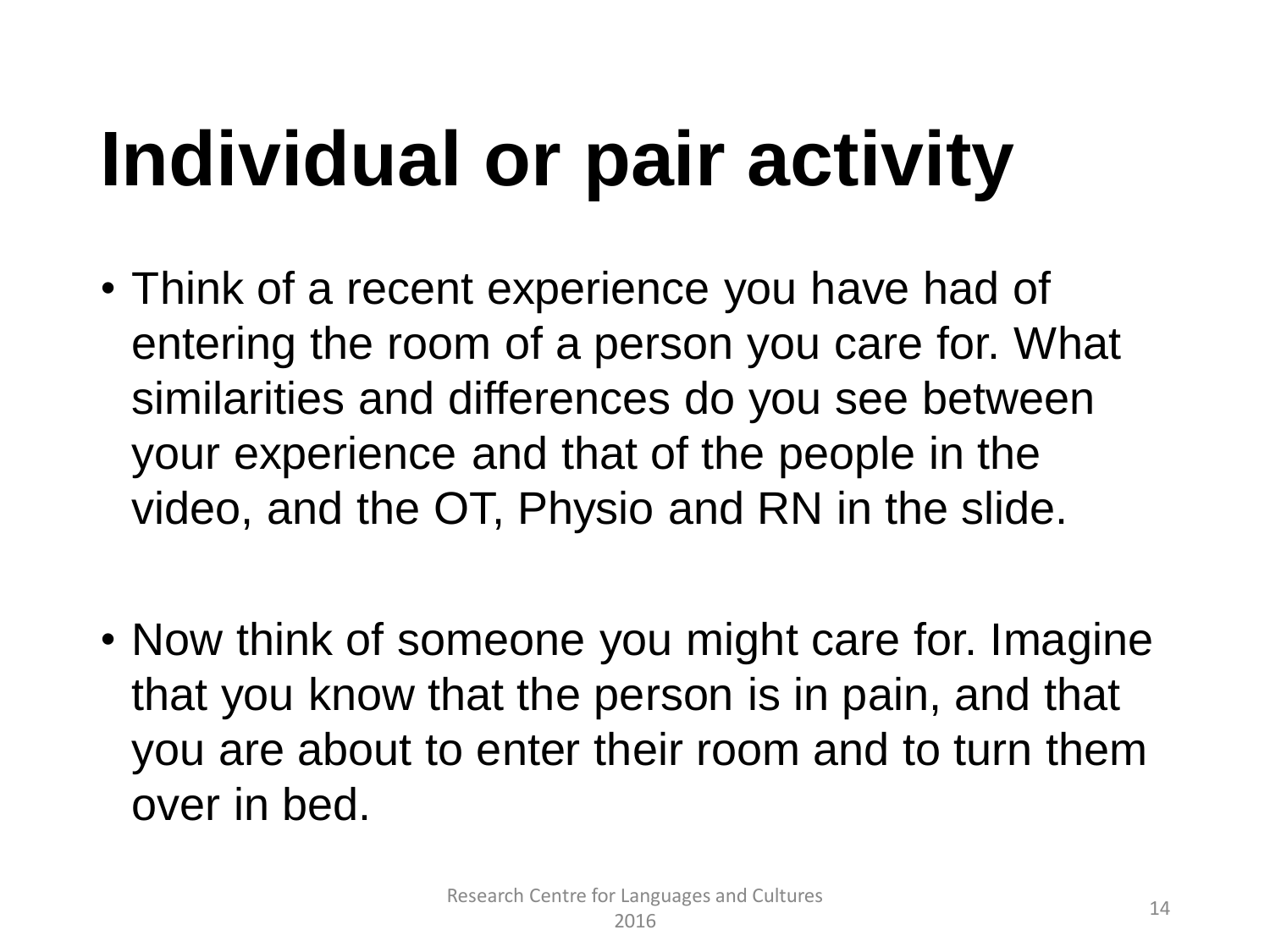# Individual or pair activity

- Think of a recent experience you have had of entering the room of a person you care for. What similarities and differences do you see between your experience and that of the people in the video, and the OT, Physio and RN in the slide.

- Now think of someone you might care for. Imagine that you know that the person is in pain, and that you are about to enter their room and to turn them over in bed.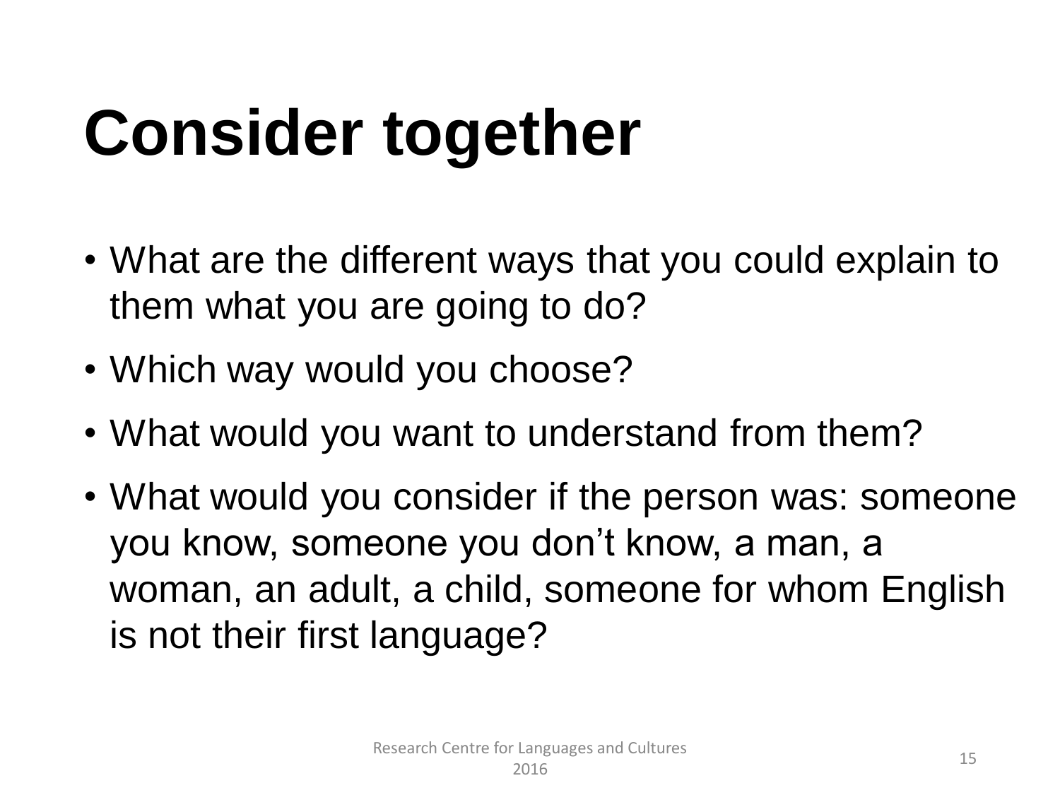# Consider together

- What are the different ways that you could explain to them what you are going to do?
- Which way would you choose?
- What would you want to understand from them?
- What would you consider if the person was: someone you know, someone you don't know, a man, a woman, an adult, a child, someone for whom English is not their first language?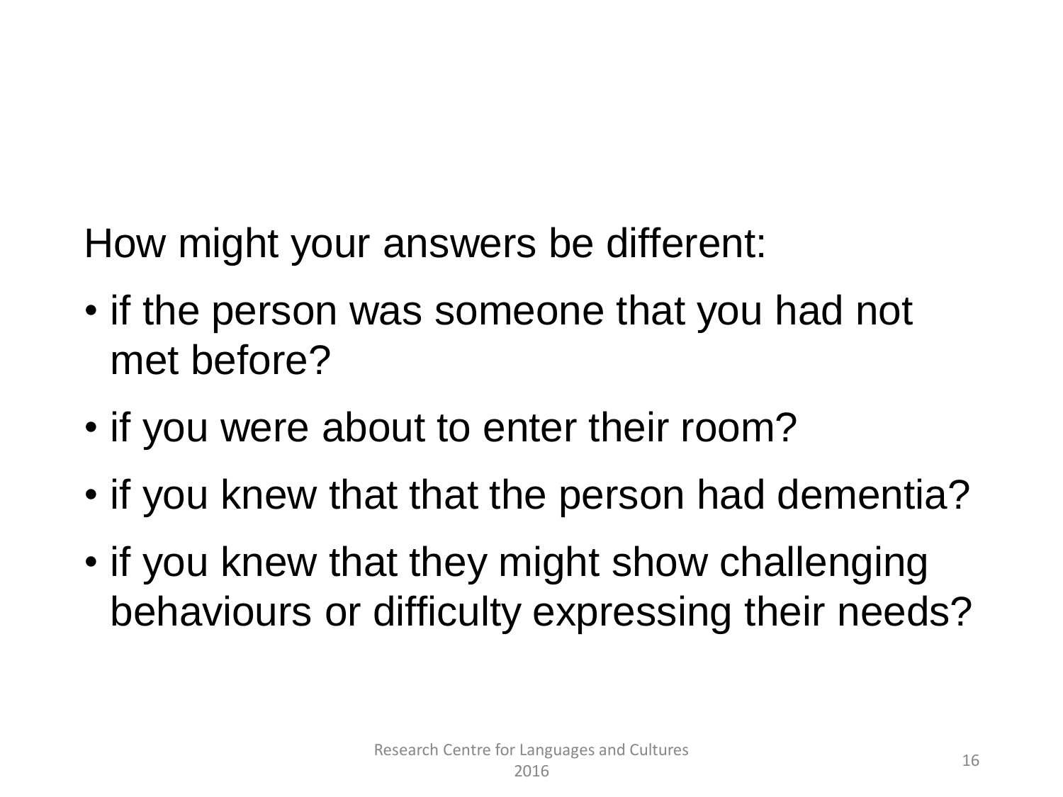How might your answers be different:

- if the person was someone that you had not met before?
- if you were about to enter their room?
- if you knew that that the person had dementia?
- if you knew that they might show challenging behaviours or difficulty expressing their needs?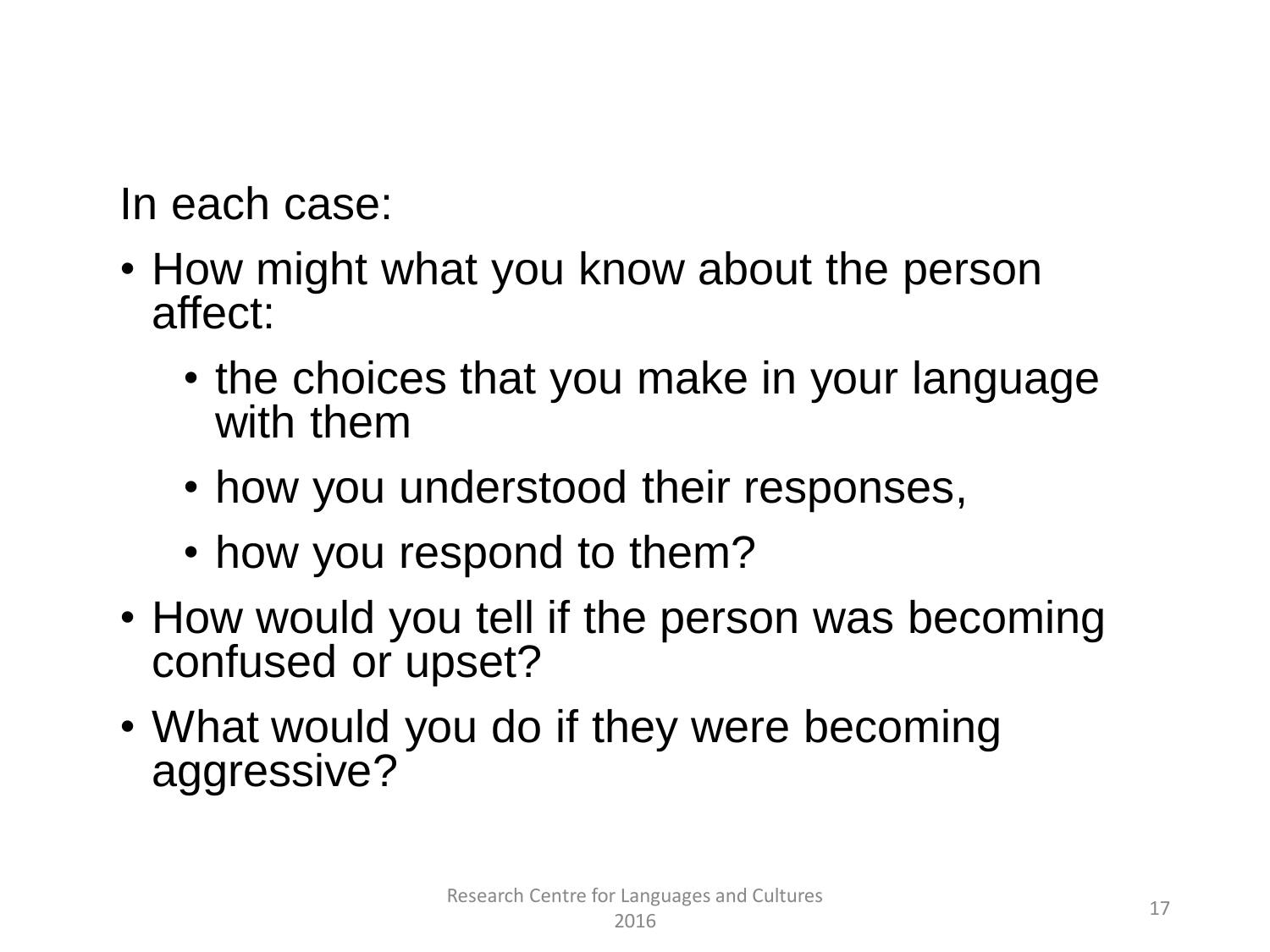In each case:

- How might what you know about the person affect:
  - the choices that you make in your language with them
  - how you understood their responses,
  - how you respond to them?
- How would you tell if the person was becoming confused or upset?
- What would you do if they were becoming aggressive?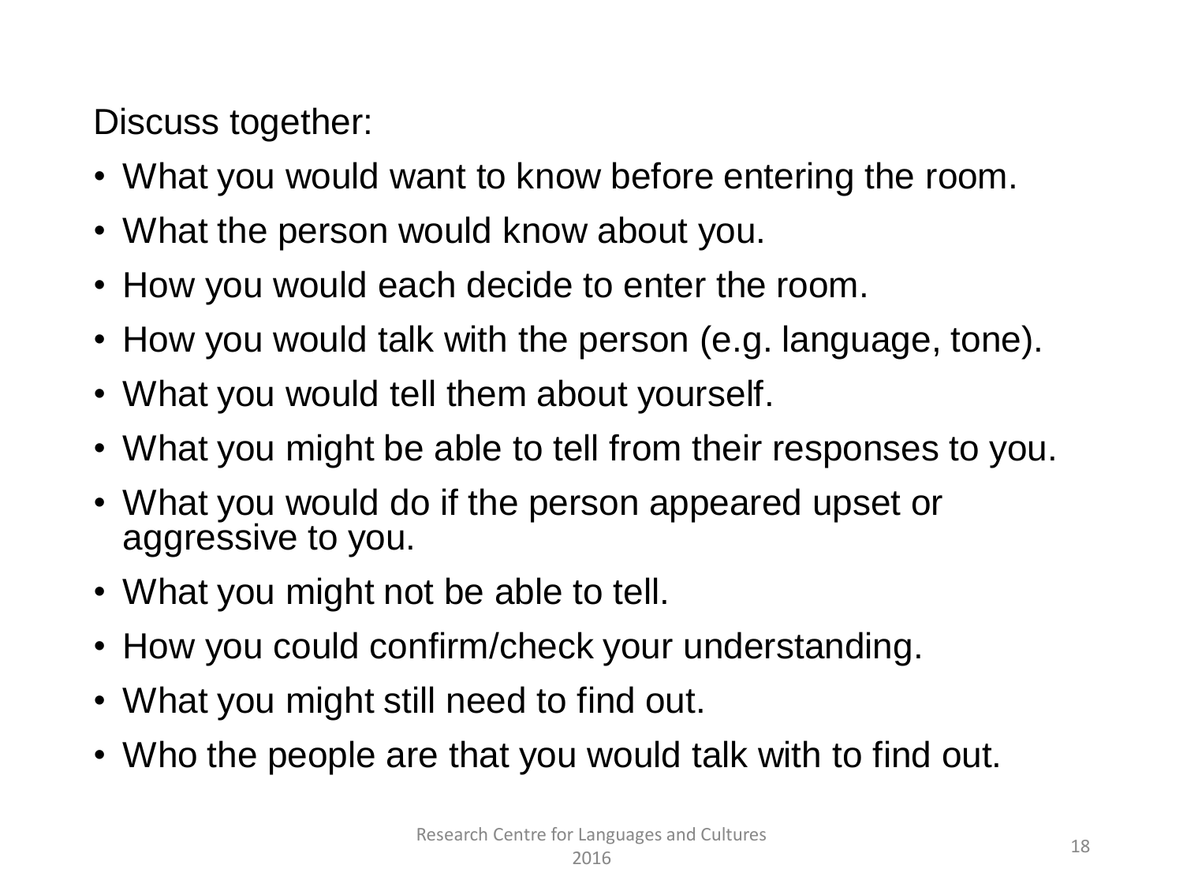Discuss together:

- What you would want to know before entering the room.
- What the person would know about you.
- How you would each decide to enter the room.
- How you would talk with the person (e.g. language, tone).
- What you would tell them about yourself.
- What you might be able to tell from their responses to you.
- What you would do if the person appeared upset or aggressive to you.
- What you might not be able to tell.
- How you could confirm/check your understanding.
- What you might still need to find out.
- Who the people are that you would talk with to find out.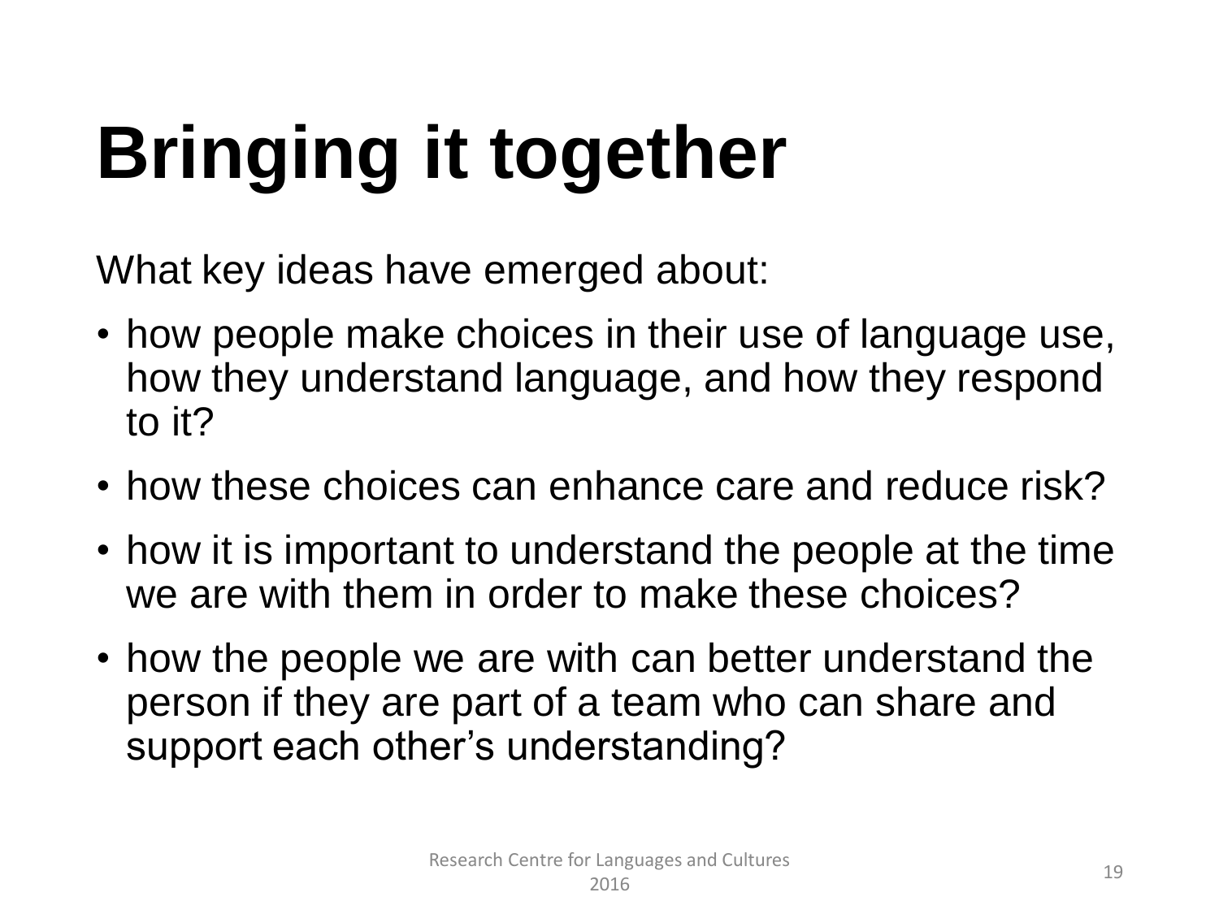# Bringing it together

What key ideas have emerged about:

- how people make choices in their use of language use, how they understand language, and how they respond to it?
- how these choices can enhance care and reduce risk?
- how it is important to understand the people at the time we are with them in order to make these choices?
- how the people we are with can better understand the person if they are part of a team who can share and support each other's understanding?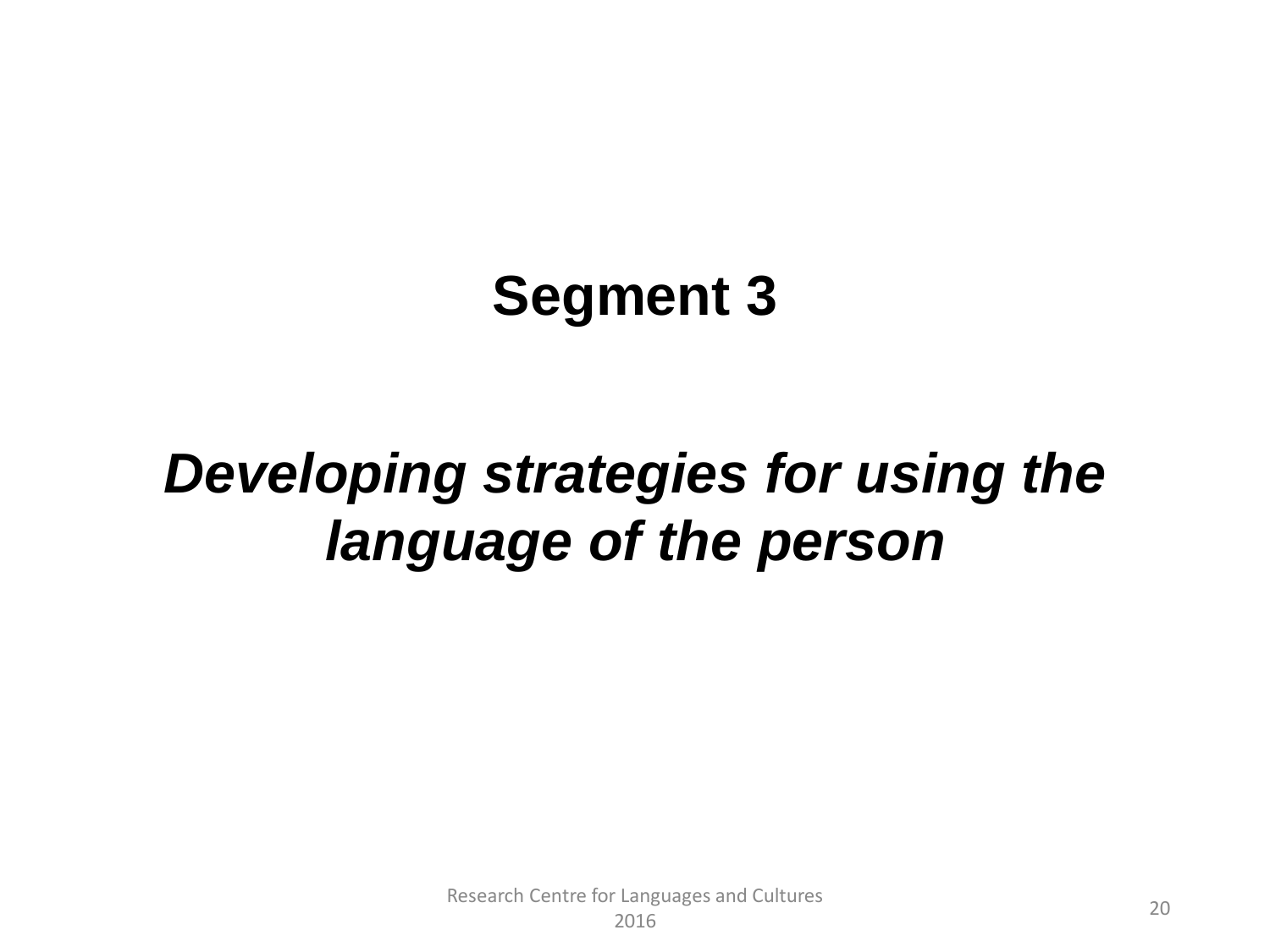# Segment 3

## *Developing strategies for using the language of the person*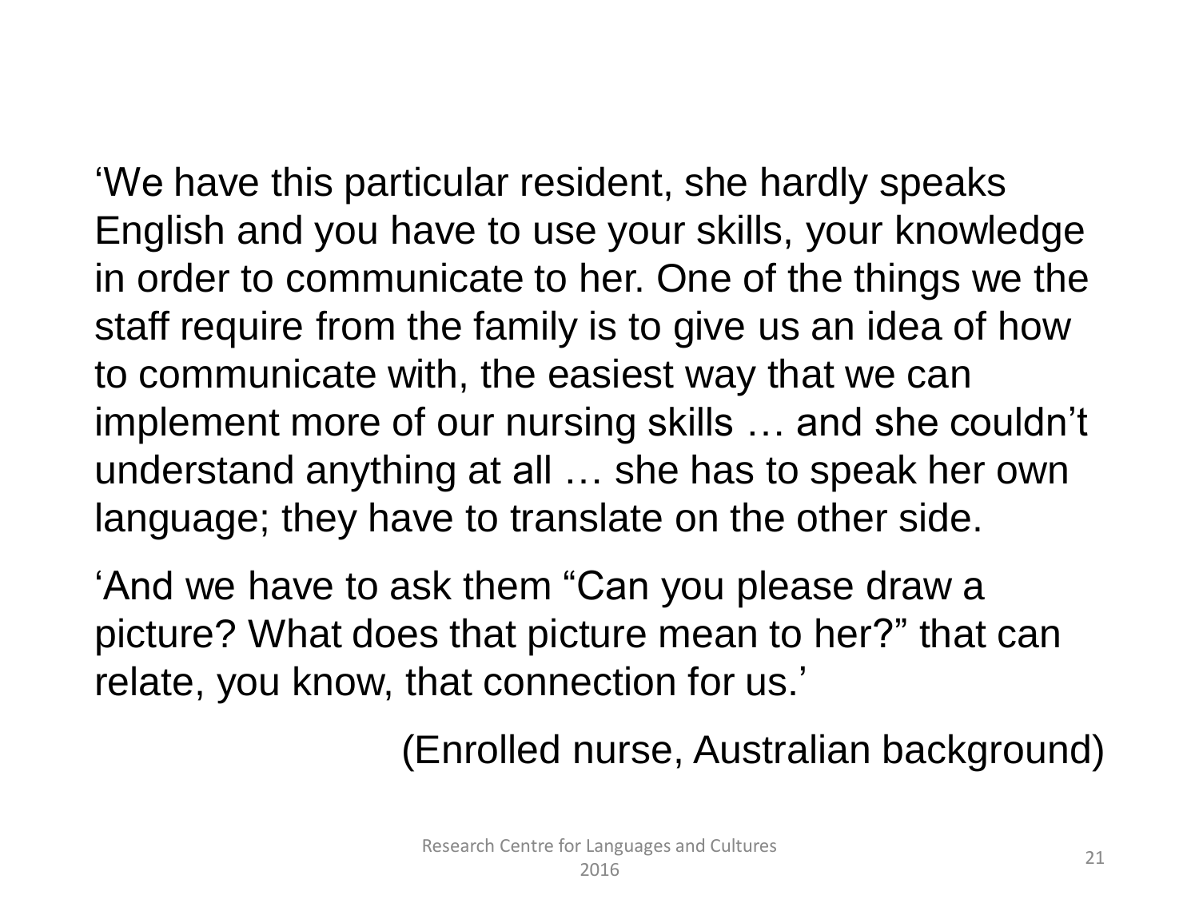‘We have this particular resident, she hardly speaks English and you have to use your skills, your knowledge in order to communicate to her. One of the things we the staff require from the family is to give us an idea of how to communicate with, the easiest way that we can implement more of our nursing skills … and she couldn’t understand anything at all … she has to speak her own language; they have to translate on the other side.

‘And we have to ask them “Can you please draw a picture? What does that picture mean to her?” that can relate, you know, that connection for us.’

(Enrolled nurse, Australian background)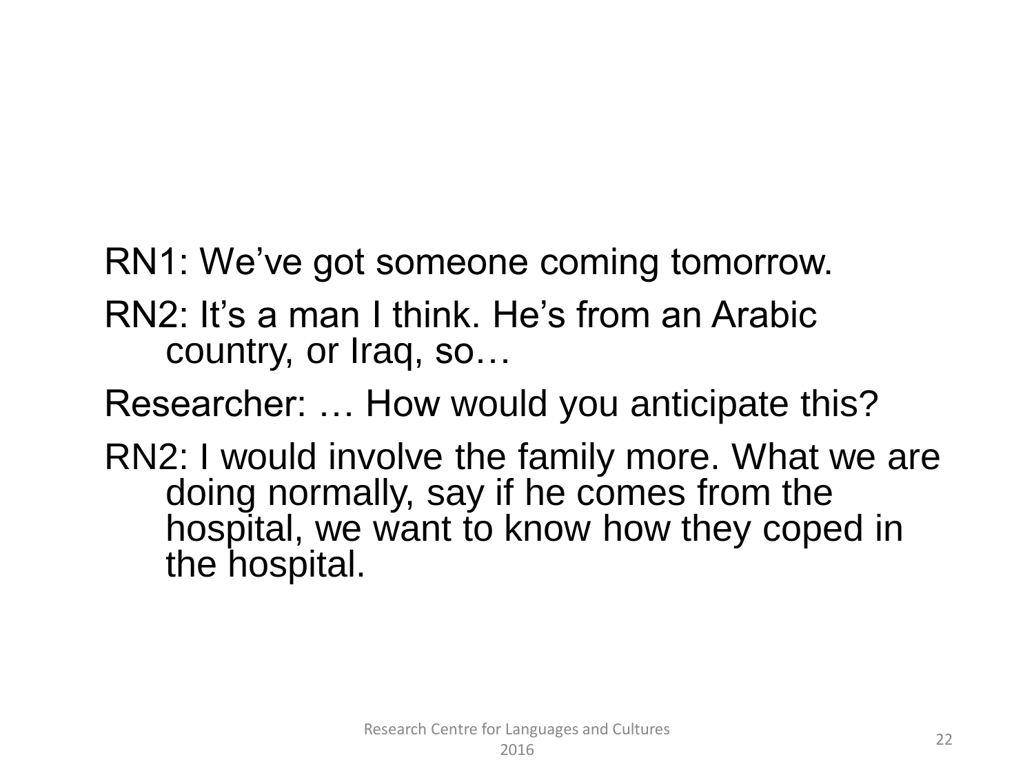RN1: We've got someone coming tomorrow.

RN2: It's a man I think. He's from an Arabic country, or Iraq, so…

Researcher: … How would you anticipate this?

RN2: I would involve the family more. What we are doing normally, say if he comes from the hospital, we want to know how they coped in the hospital.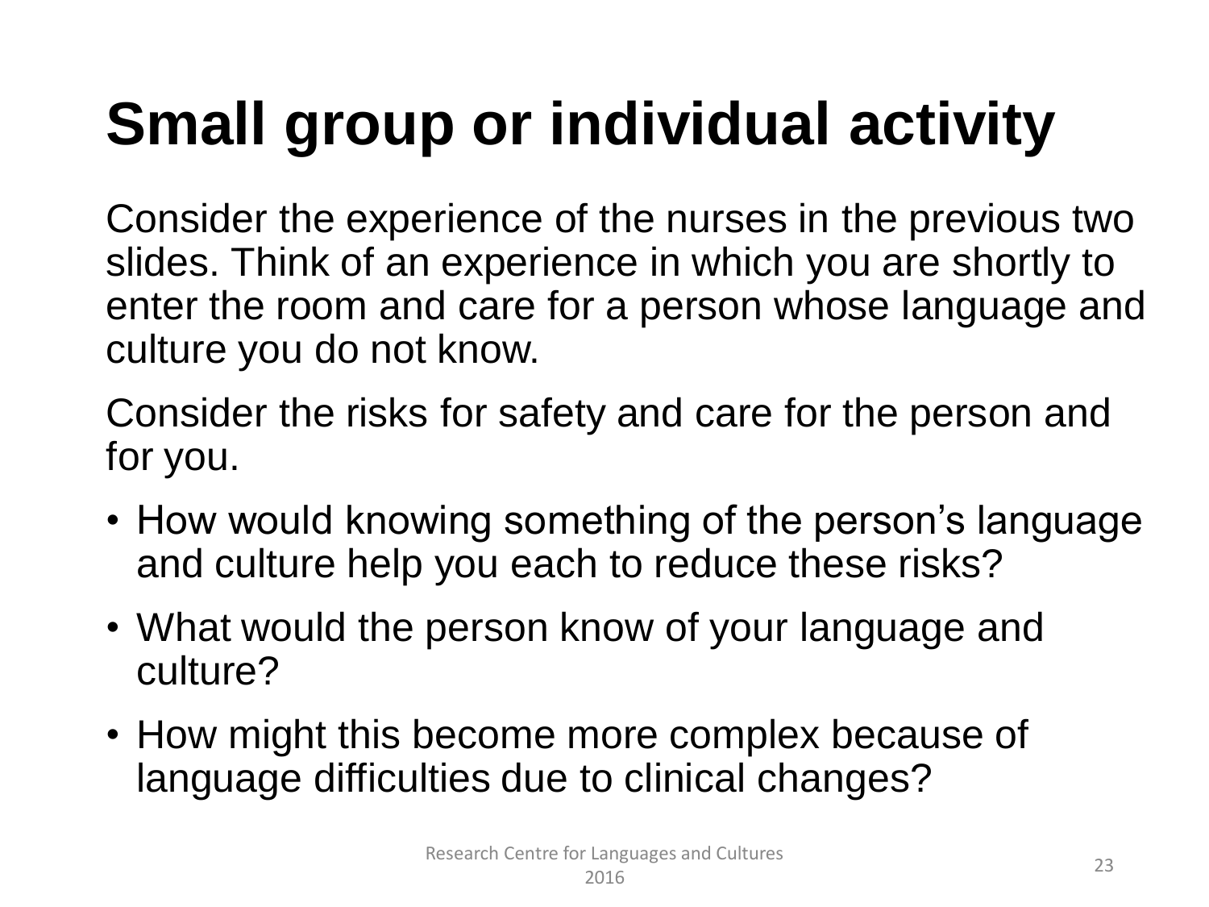# Small group or individual activity

Consider the experience of the nurses in the previous two slides. Think of an experience in which you are shortly to enter the room and care for a person whose language and culture you do not know.

Consider the risks for safety and care for the person and for you.

- How would knowing something of the person's language and culture help you each to reduce these risks?
- What would the person know of your language and culture?
- How might this become more complex because of language difficulties due to clinical changes?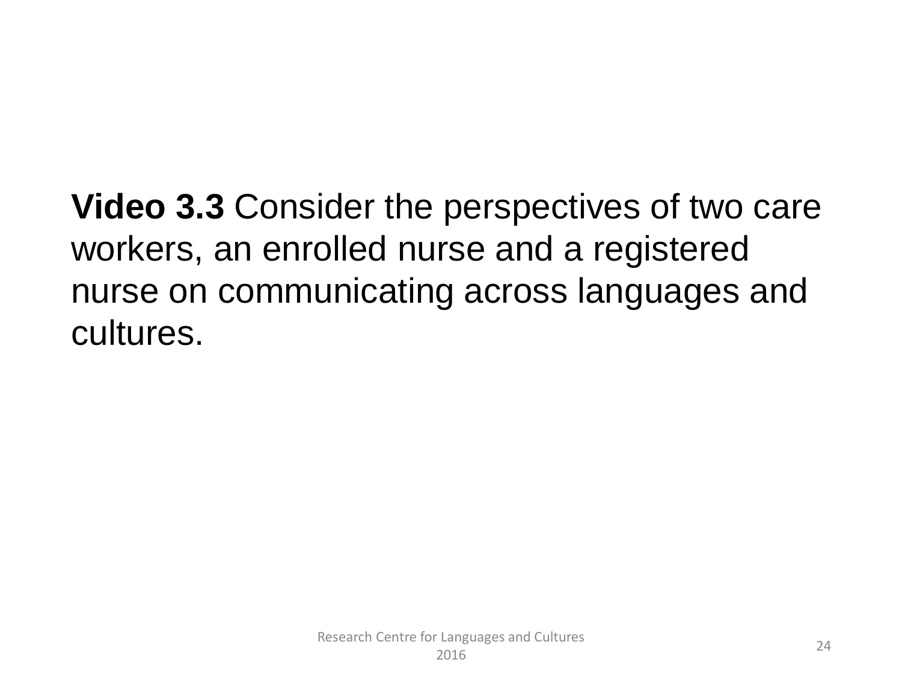**Video 3.3** Consider the perspectives of two care workers, an enrolled nurse and a registered nurse on communicating across languages and cultures.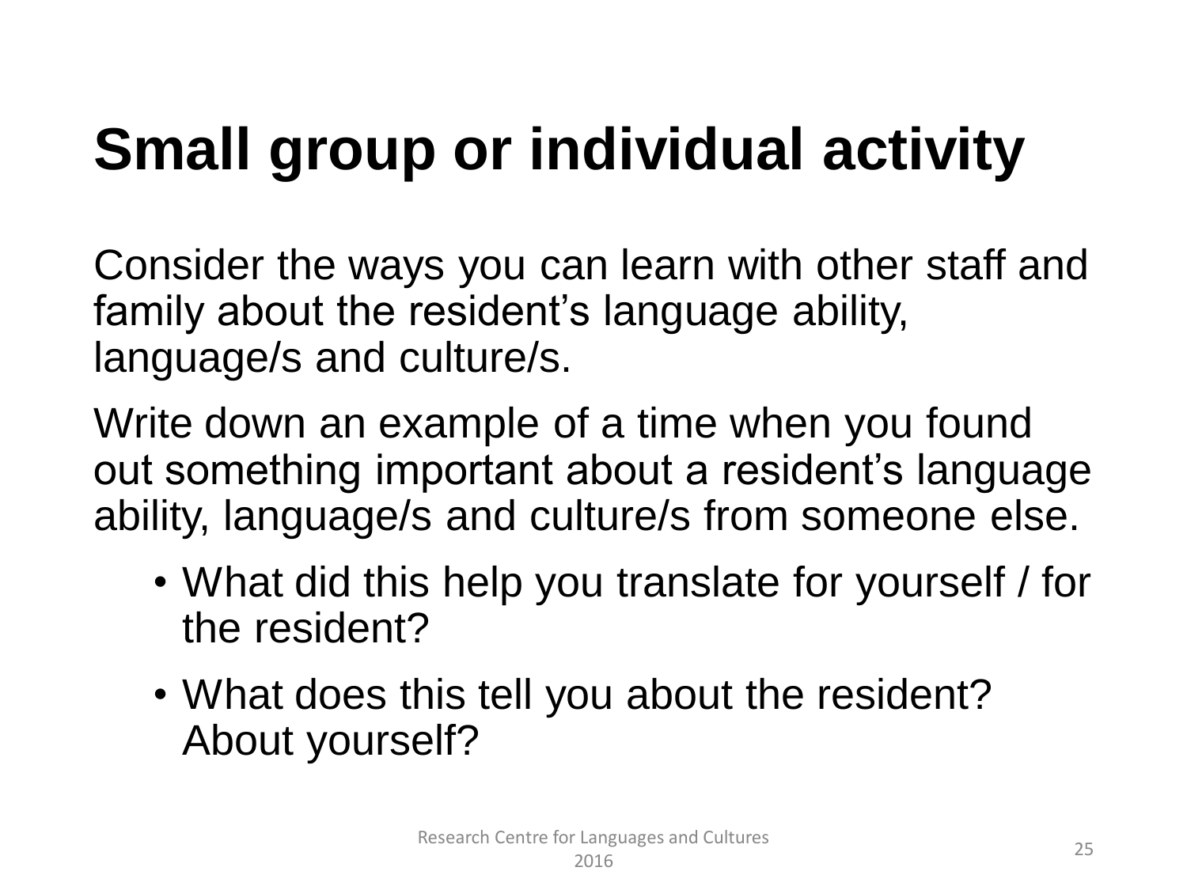# Small group or individual activity

Consider the ways you can learn with other staff and family about the resident's language ability, language/s and culture/s.

Write down an example of a time when you found out something important about a resident's language ability, language/s and culture/s from someone else.

- What did this help you translate for yourself / for the resident?
- What does this tell you about the resident? About yourself?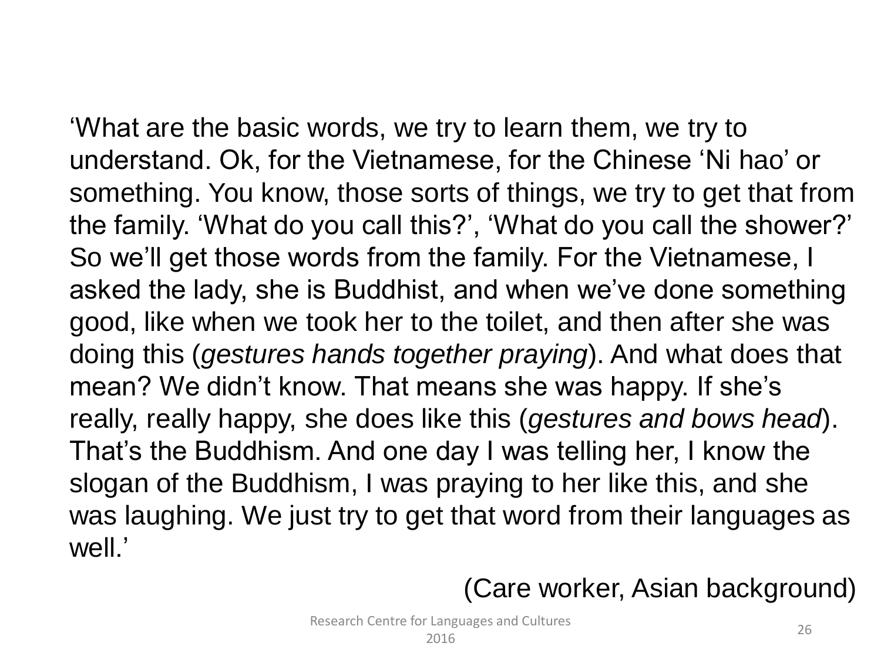'What are the basic words, we try to learn them, we try to understand. Ok, for the Vietnamese, for the Chinese 'Ni hao' or something. You know, those sorts of things, we try to get that from the family. 'What do you call this?', 'What do you call the shower?' So we'll get those words from the family. For the Vietnamese, I asked the lady, she is Buddhist, and when we've done something good, like when we took her to the toilet, and then after she was doing this (*gestures hands together praying*). And what does that mean? We didn't know. That means she was happy. If she's really, really happy, she does like this (*gestures and bows head*). That's the Buddhism. And one day I was telling her, I know the slogan of the Buddhism, I was praying to her like this, and she was laughing. We just try to get that word from their languages as well.'

(Care worker, Asian background)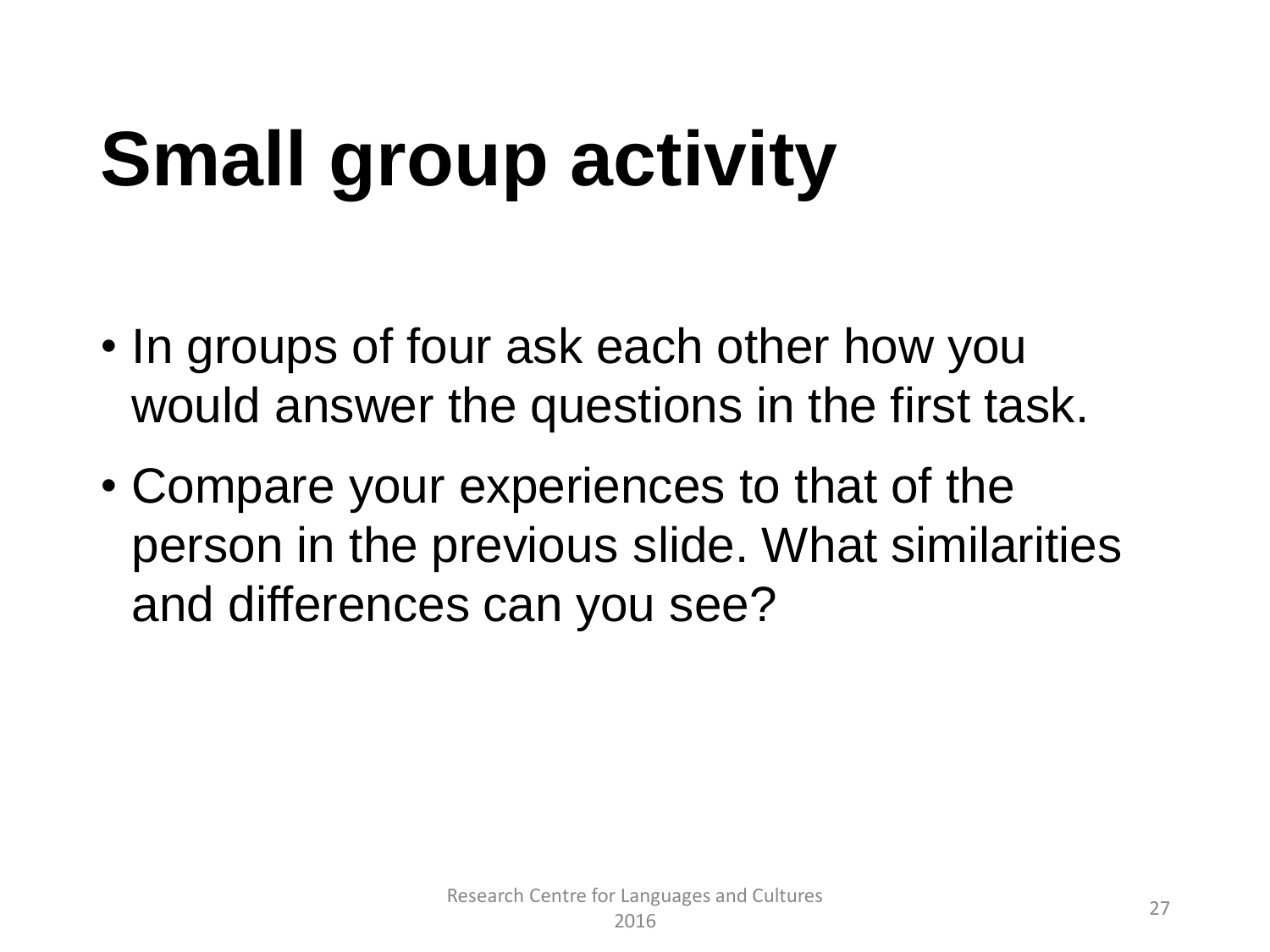# Small group activity

- In groups of four ask each other how you would answer the questions in the first task.
- Compare your experiences to that of the person in the previous slide. What similarities and differences can you see?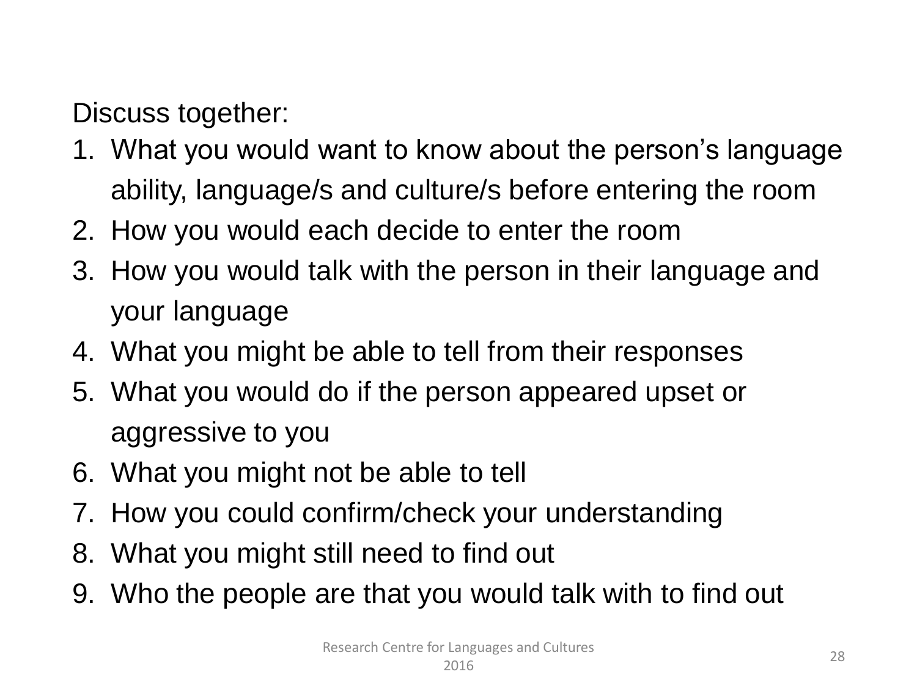Discuss together:

1. What you would want to know about the person's language ability, language/s and culture/s before entering the room
2. How you would each decide to enter the room
3. How you would talk with the person in their language and your language
4. What you might be able to tell from their responses
5. What you would do if the person appeared upset or aggressive to you
6. What you might not be able to tell
7. How you could confirm/check your understanding
8. What you might still need to find out
9. Who the people are that you would talk with to find out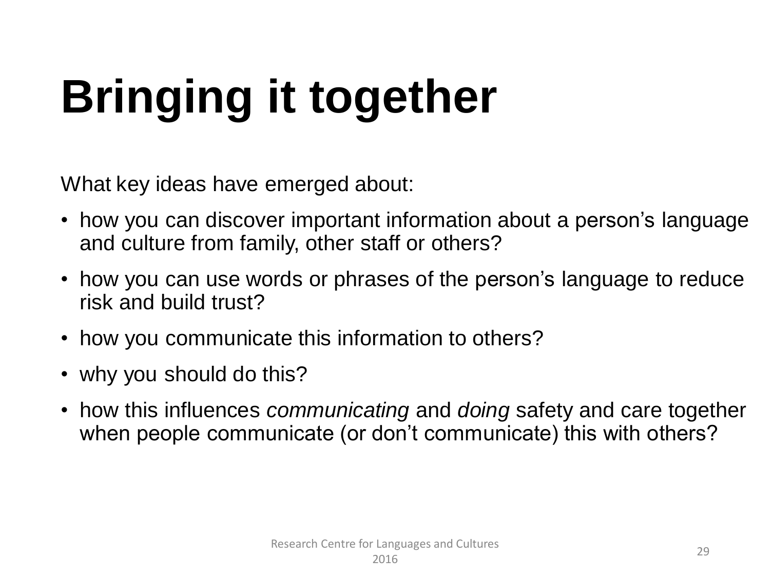# Bringing it together

What key ideas have emerged about:

- how you can discover important information about a person’s language and culture from family, other staff or others?
- how you can use words or phrases of the person’s language to reduce risk and build trust?
- how you communicate this information to others?
- why you should do this?
- how this influences *communicating* and *doing* safety and care together when people communicate (or don’t communicate) this with others?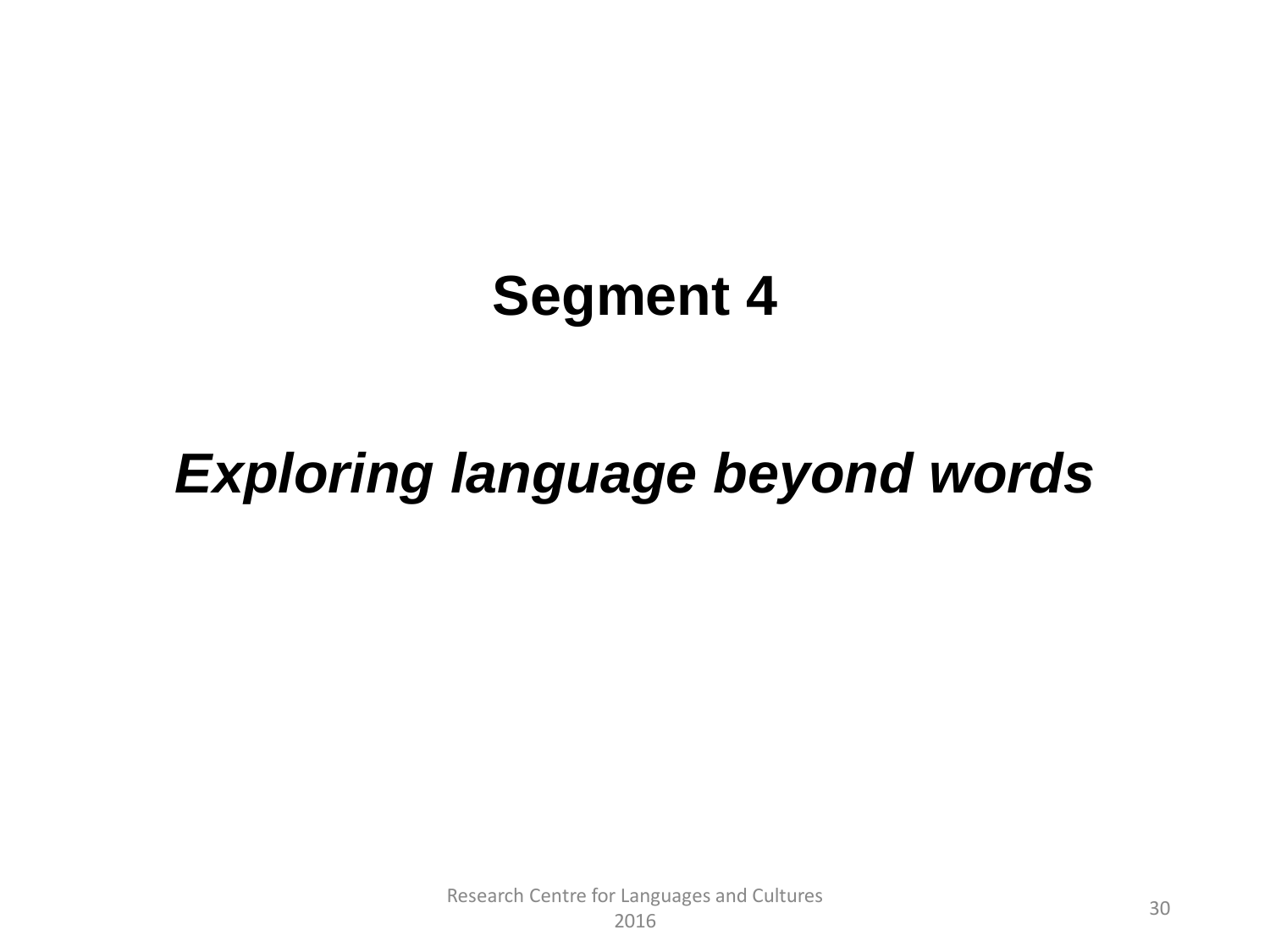# Segment 4

## *Exploring language beyond words*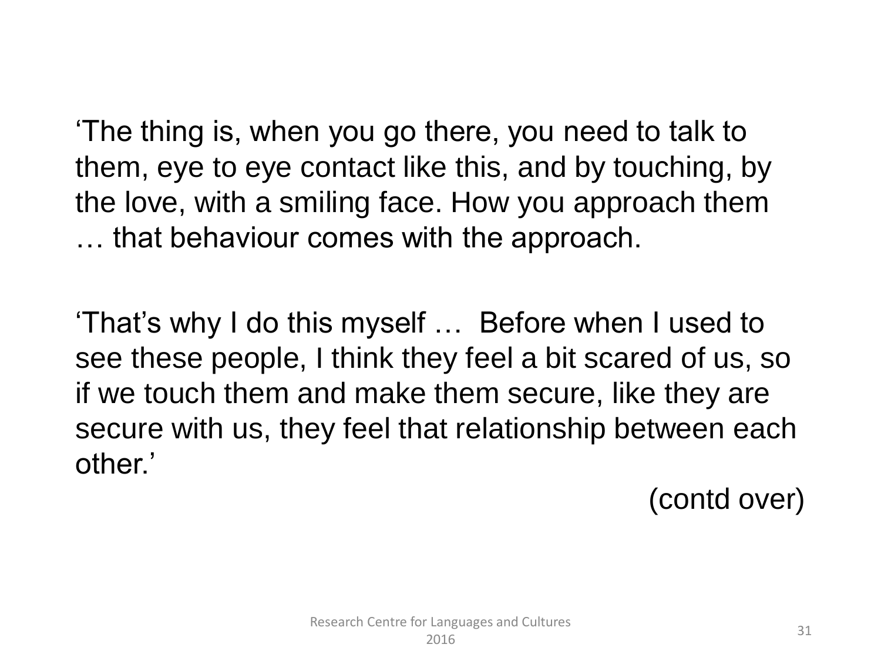‘The thing is, when you go there, you need to talk to them, eye to eye contact like this, and by touching, by the love, with a smiling face. How you approach them … that behaviour comes with the approach.

‘That’s why I do this myself … Before when I used to see these people, I think they feel a bit scared of us, so if we touch them and make them secure, like they are secure with us, they feel that relationship between each other.’

(contd over)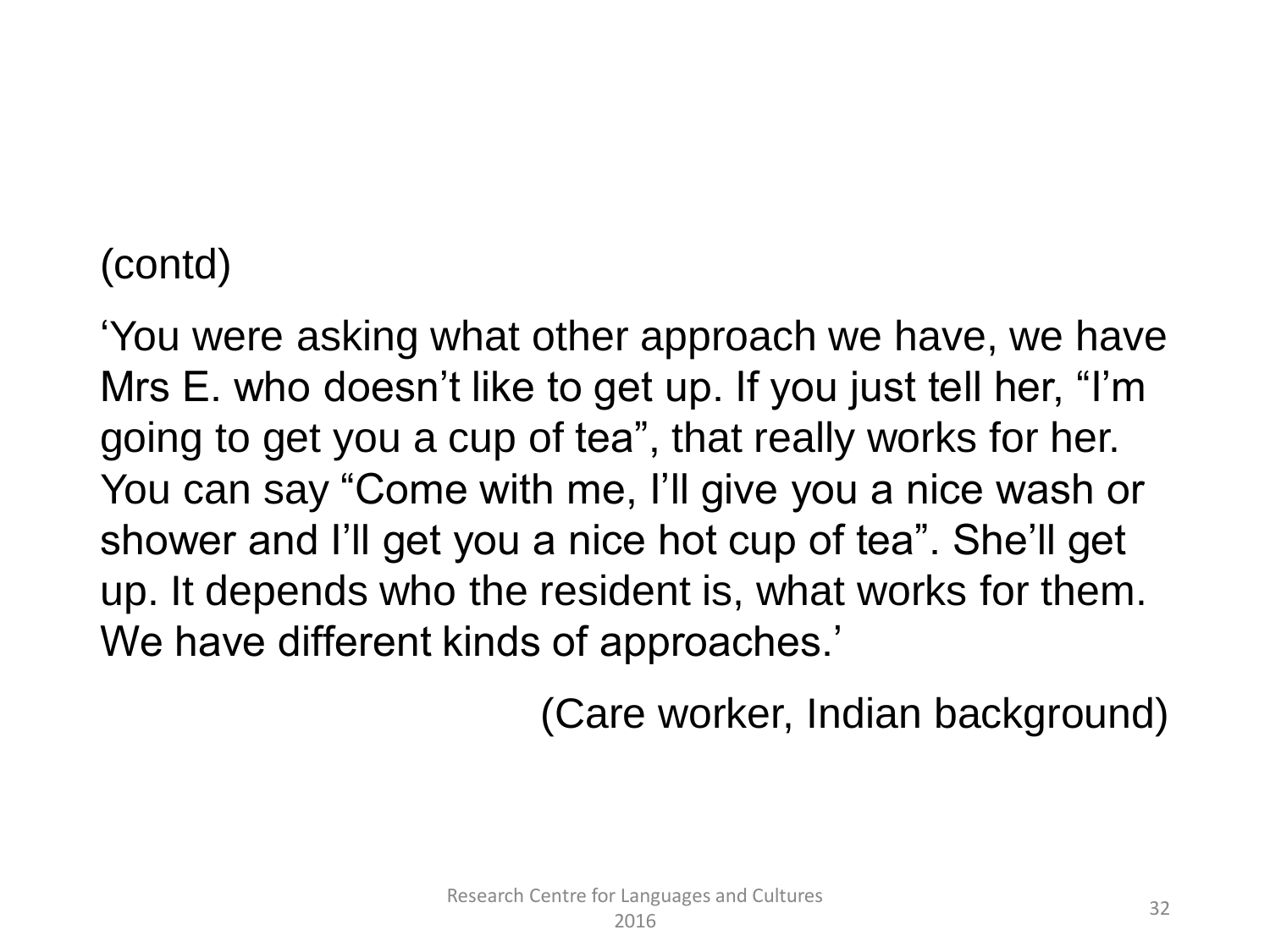(contd)

‘You were asking what other approach we have, we have Mrs E. who doesn’t like to get up. If you just tell her, “I’m going to get you a cup of tea”, that really works for her. You can say “Come with me, I’ll give you a nice wash or shower and I’ll get you a nice hot cup of tea”. She’ll get up. It depends who the resident is, what works for them. We have different kinds of approaches.’

(Care worker, Indian background)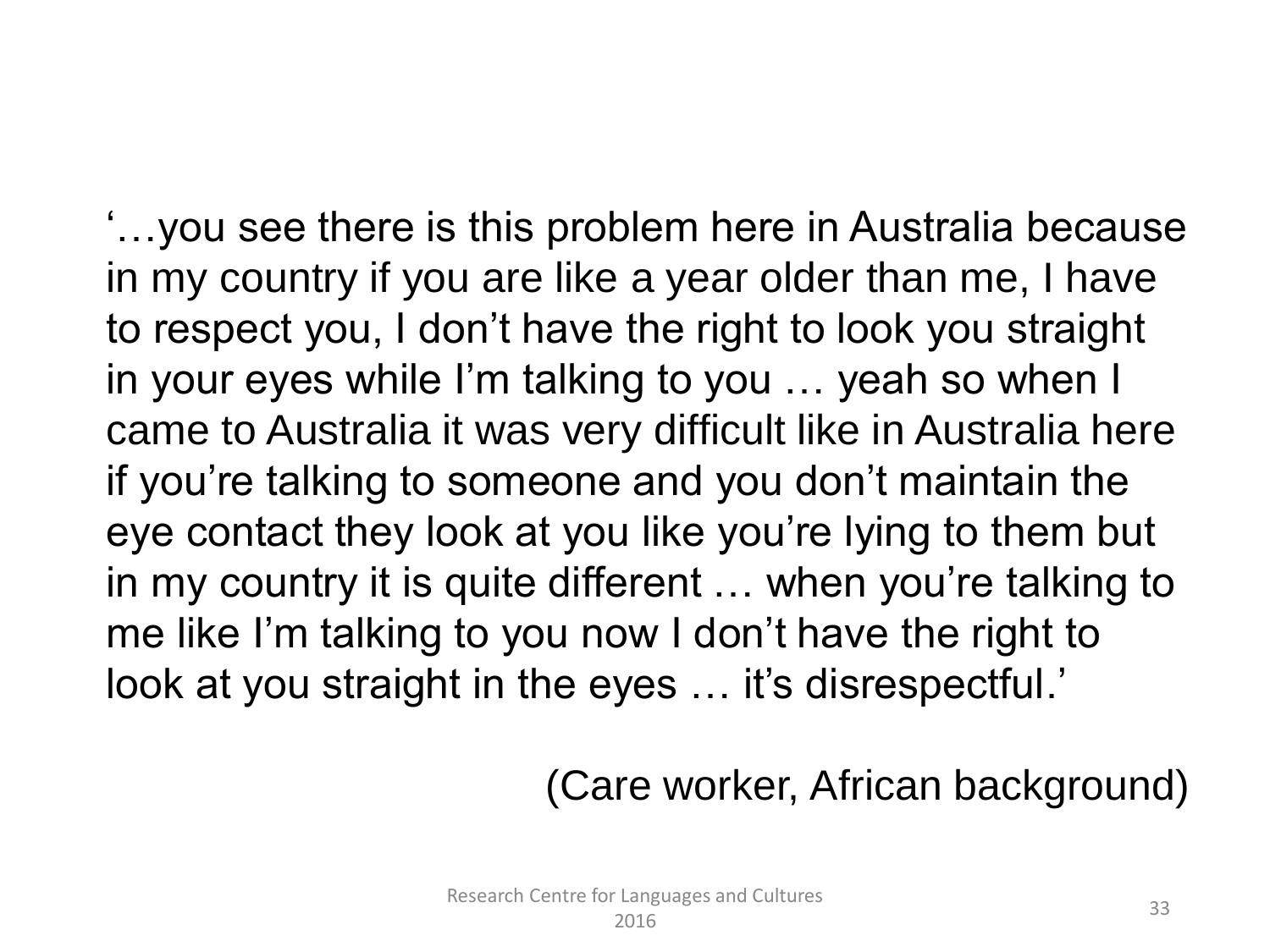'…you see there is this problem here in Australia because in my country if you are like a year older than me, I have to respect you, I don't have the right to look you straight in your eyes while I'm talking to you … yeah so when I came to Australia it was very difficult like in Australia here if you're talking to someone and you don't maintain the eye contact they look at you like you're lying to them but in my country it is quite different … when you're talking to me like I'm talking to you now I don't have the right to look at you straight in the eyes … it's disrespectful.'

(Care worker, African background)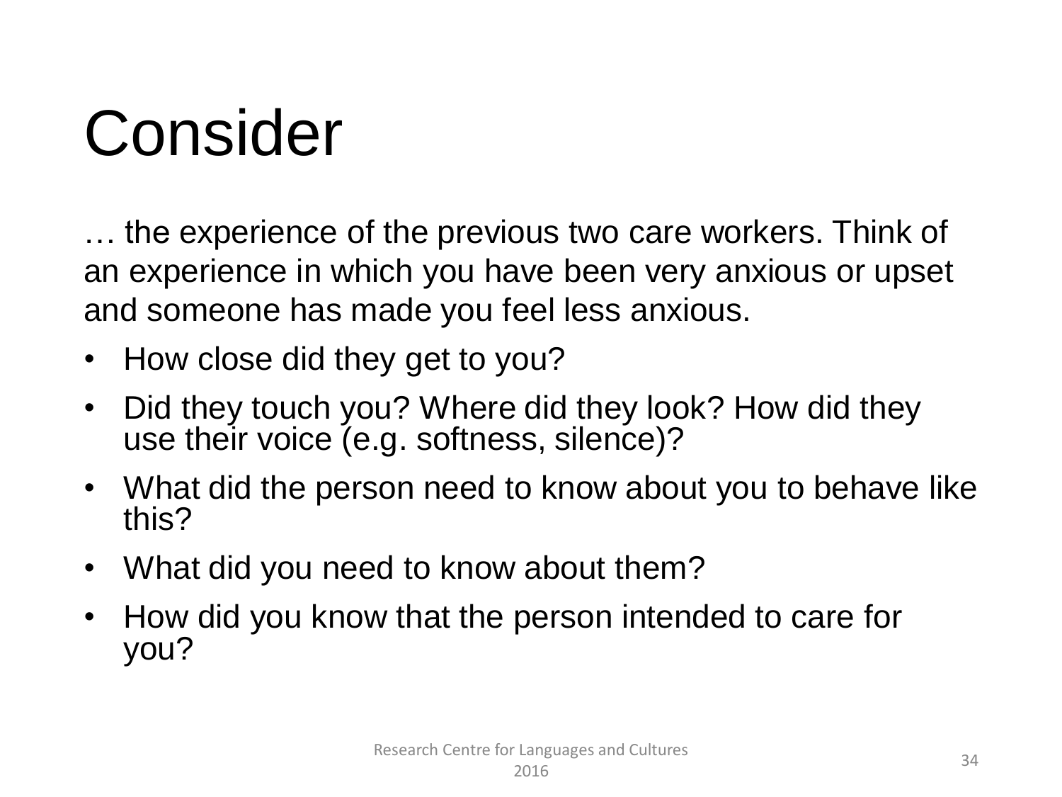# Consider

… the experience of the previous two care workers. Think of an experience in which you have been very anxious or upset and someone has made you feel less anxious.

- How close did they get to you?
- Did they touch you? Where did they look? How did they use their voice (e.g. softness, silence)?
- What did the person need to know about you to behave like this?
- What did you need to know about them?
- How did you know that the person intended to care for you?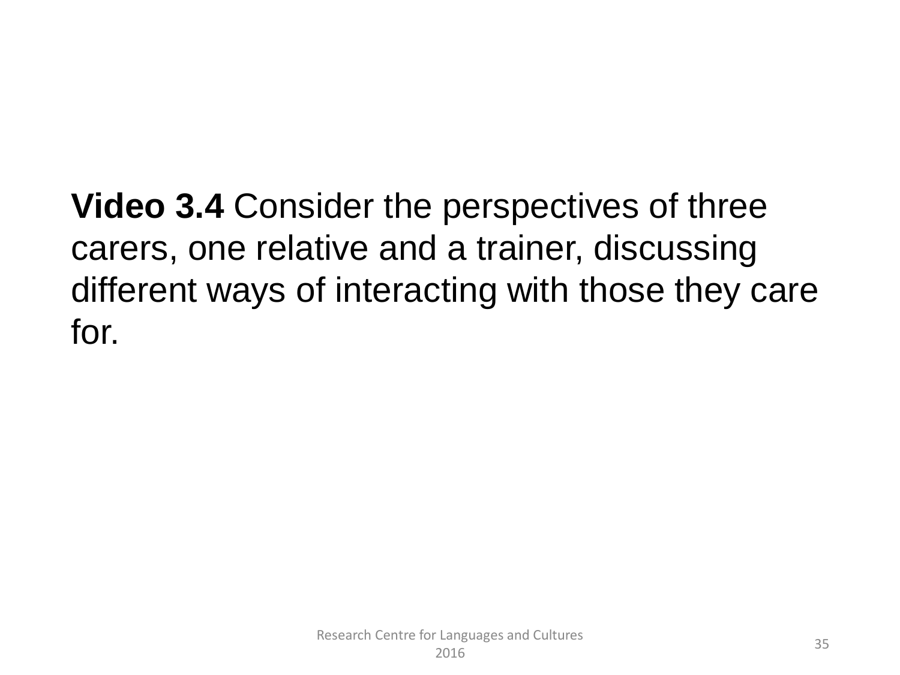**Video 3.4** Consider the perspectives of three carers, one relative and a trainer, discussing different ways of interacting with those they care for.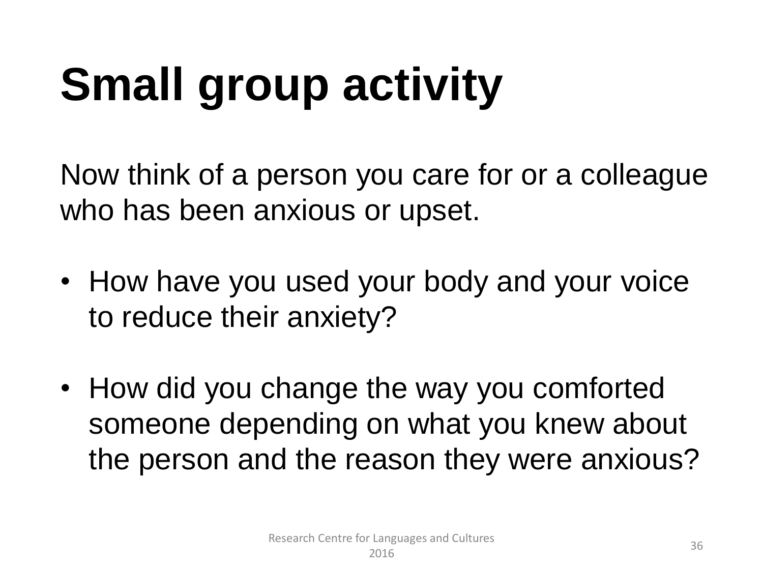# Small group activity

Now think of a person you care for or a colleague who has been anxious or upset.

- How have you used your body and your voice to reduce their anxiety?
- How did you change the way you comforted someone depending on what you knew about the person and the reason they were anxious?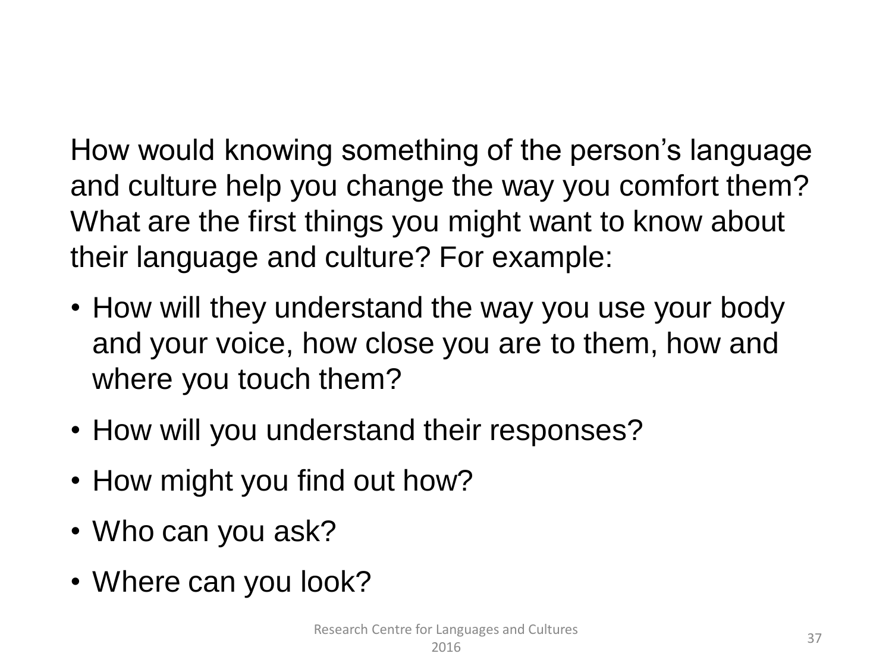How would knowing something of the person's language and culture help you change the way you comfort them? What are the first things you might want to know about their language and culture? For example:

- How will they understand the way you use your body and your voice, how close you are to them, how and where you touch them?
- How will you understand their responses?
- How might you find out how?
- Who can you ask?
- Where can you look?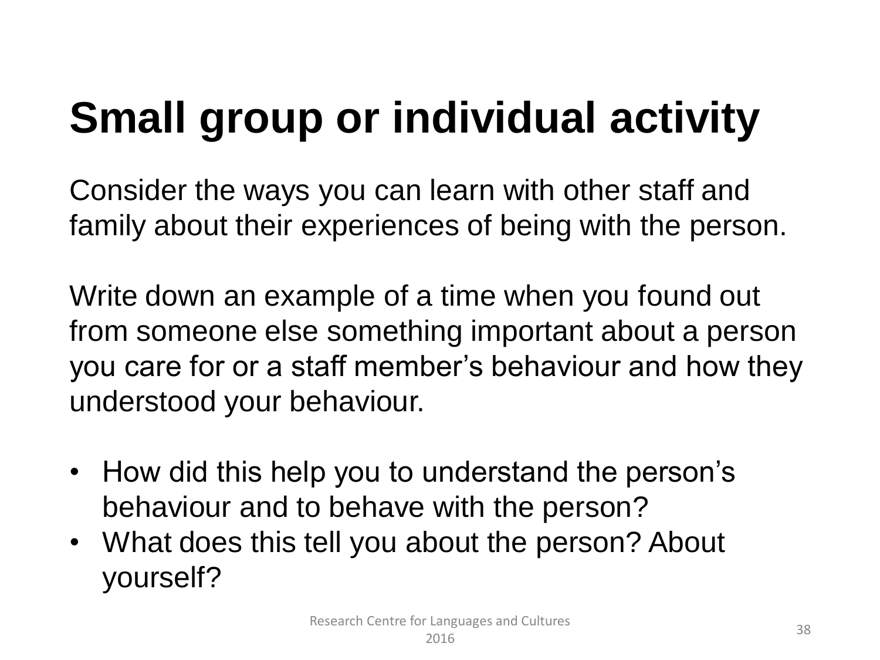# Small group or individual activity

Consider the ways you can learn with other staff and family about their experiences of being with the person.

Write down an example of a time when you found out from someone else something important about a person you care for or a staff member's behaviour and how they understood your behaviour.

- How did this help you to understand the person's behaviour and to behave with the person?
- What does this tell you about the person? About yourself?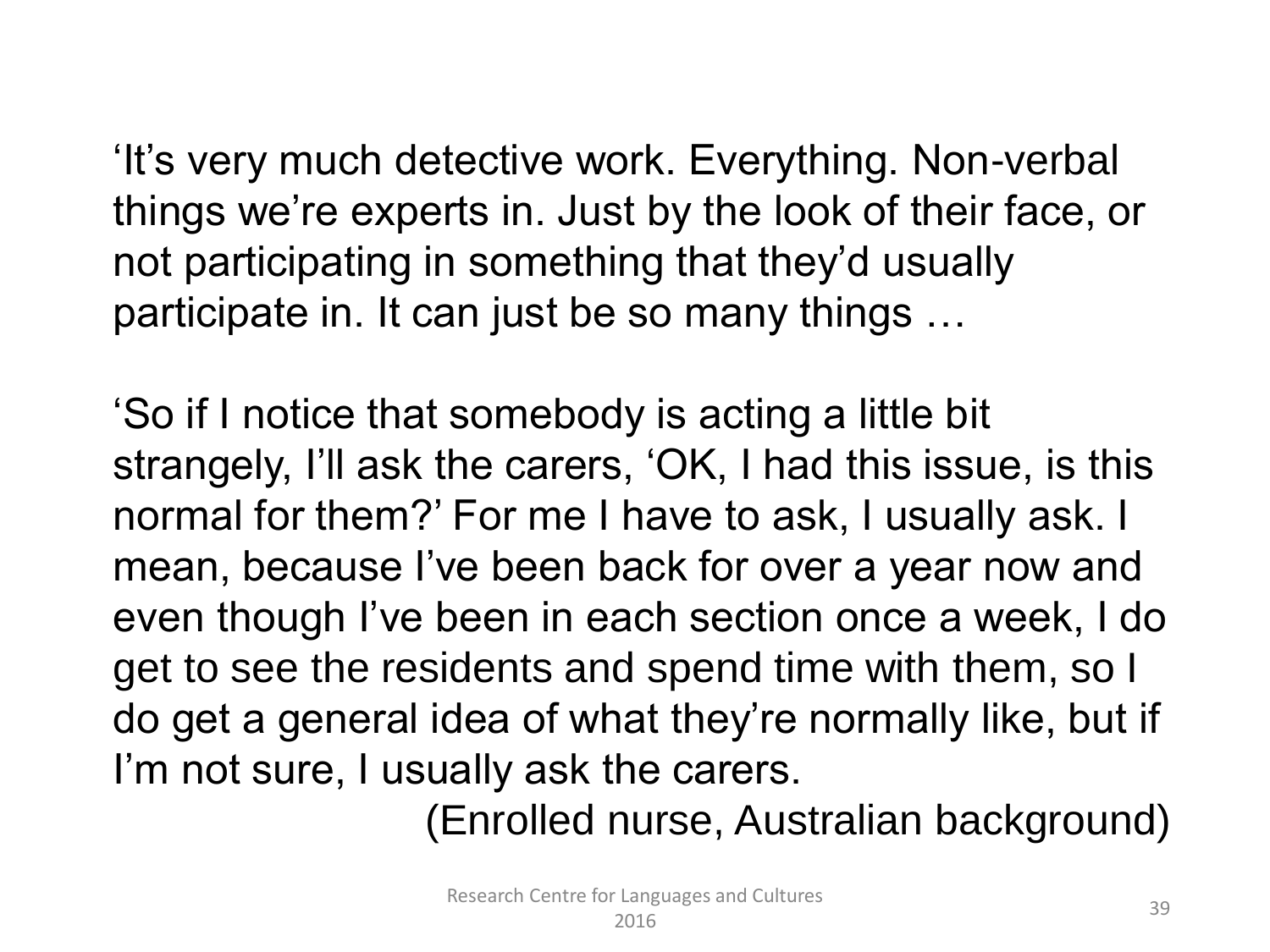'It's very much detective work. Everything. Non-verbal things we're experts in. Just by the look of their face, or not participating in something that they'd usually participate in. It can just be so many things …

'So if I notice that somebody is acting a little bit strangely, I'll ask the carers, 'OK, I had this issue, is this normal for them?' For me I have to ask, I usually ask. I mean, because I've been back for over a year now and even though I've been in each section once a week, I do get to see the residents and spend time with them, so I do get a general idea of what they're normally like, but if I'm not sure, I usually ask the carers.

(Enrolled nurse, Australian background)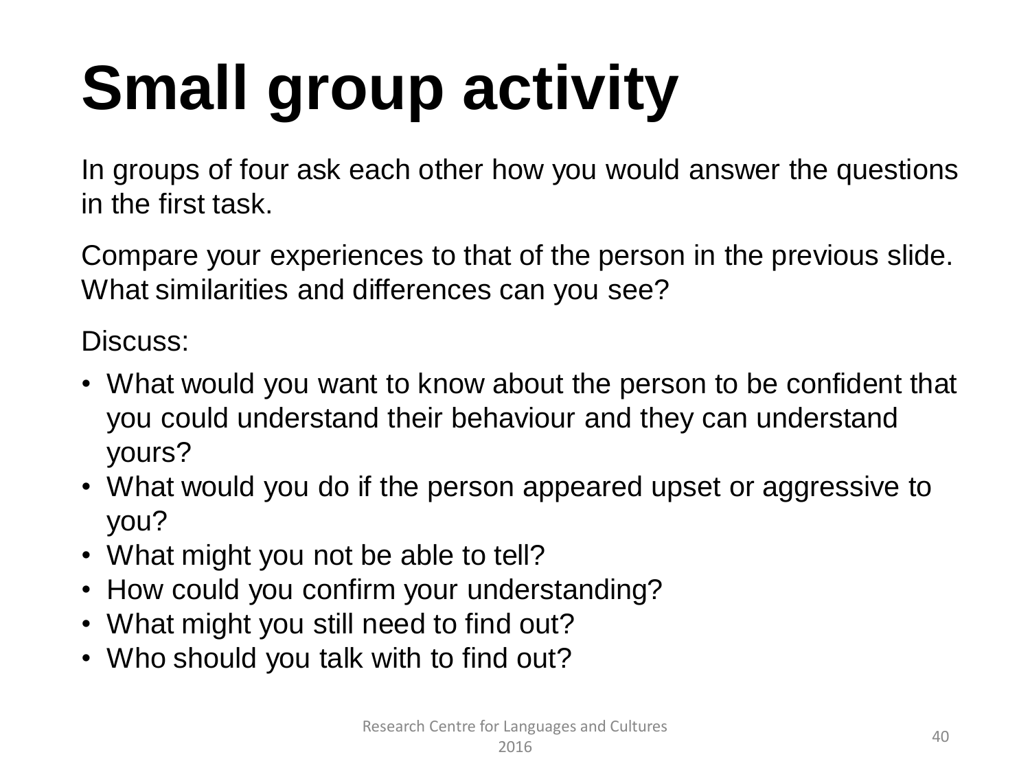# Small group activity

In groups of four ask each other how you would answer the questions in the first task.

Compare your experiences to that of the person in the previous slide. What similarities and differences can you see?

Discuss:

- What would you want to know about the person to be confident that you could understand their behaviour and they can understand yours?
- What would you do if the person appeared upset or aggressive to you?
- What might you not be able to tell?
- How could you confirm your understanding?
- What might you still need to find out?
- Who should you talk with to find out?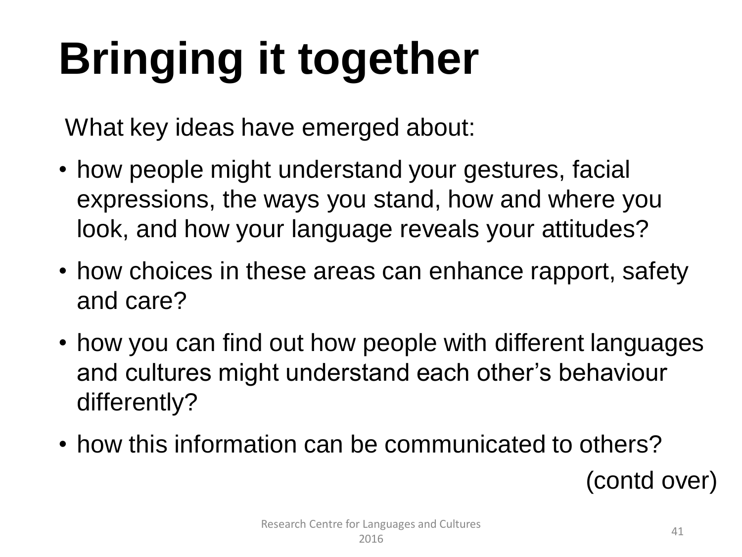# Bringing it together

What key ideas have emerged about:

- how people might understand your gestures, facial expressions, the ways you stand, how and where you look, and how your language reveals your attitudes?
- how choices in these areas can enhance rapport, safety and care?
- how you can find out how people with different languages and cultures might understand each other's behaviour differently?
- how this information can be communicated to others?

(contd over)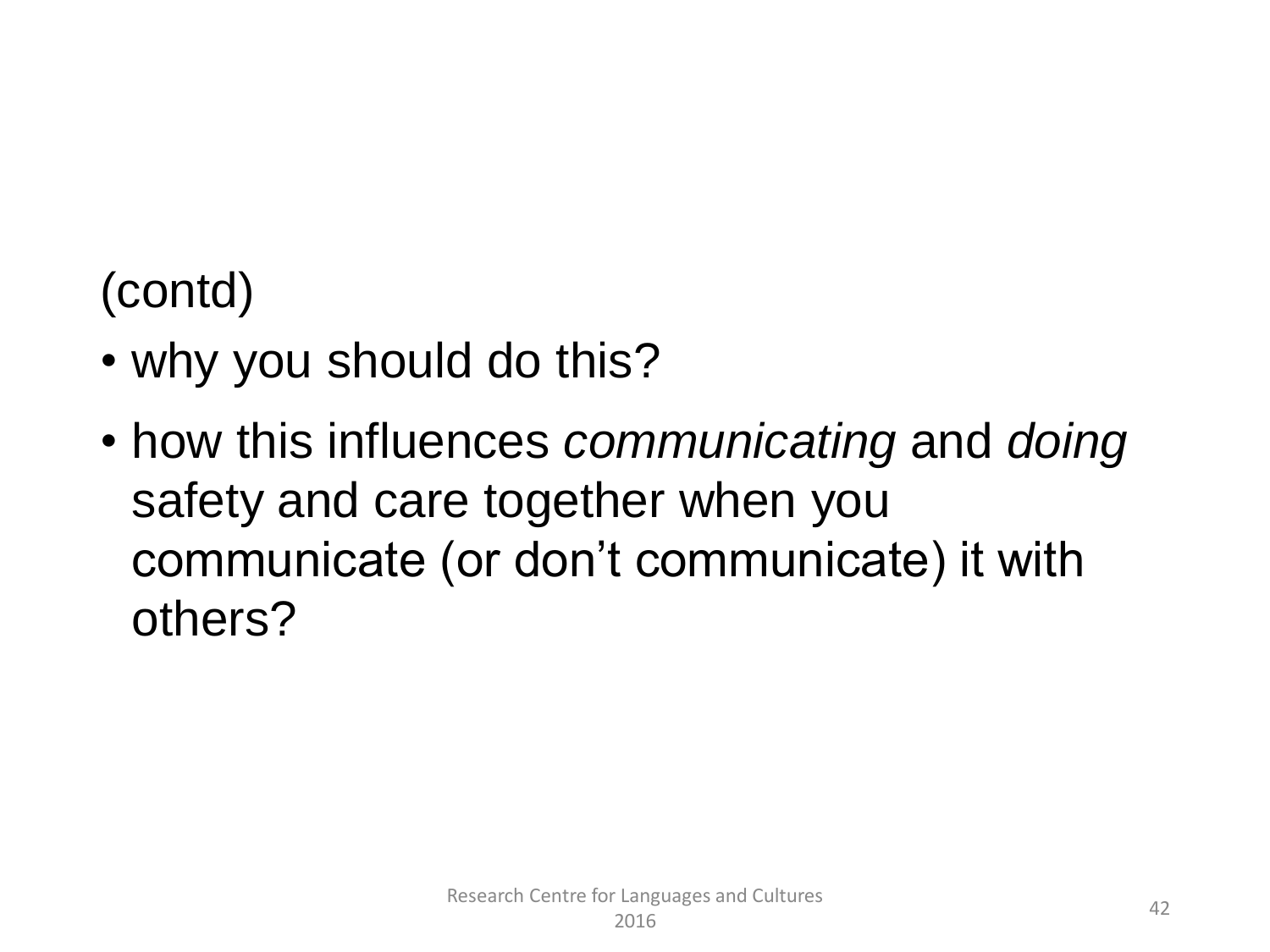(contd)

- why you should do this?
- how this influences *communicating* and *doing* safety and care together when you communicate (or don't communicate) it with others?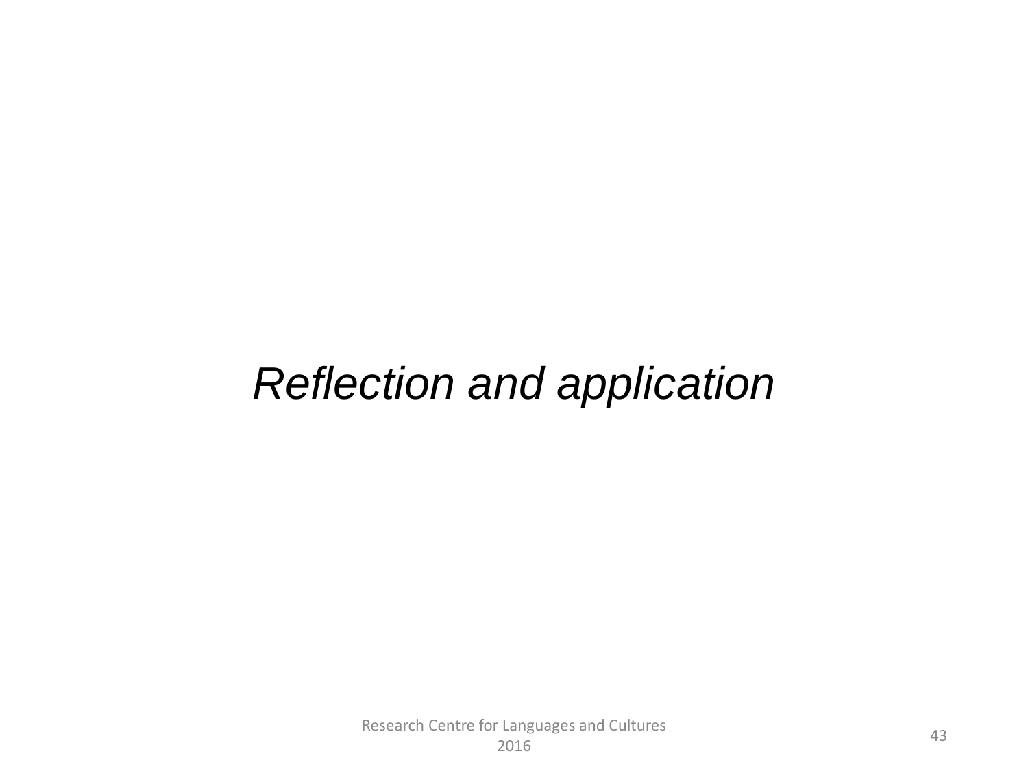*Reflection and application*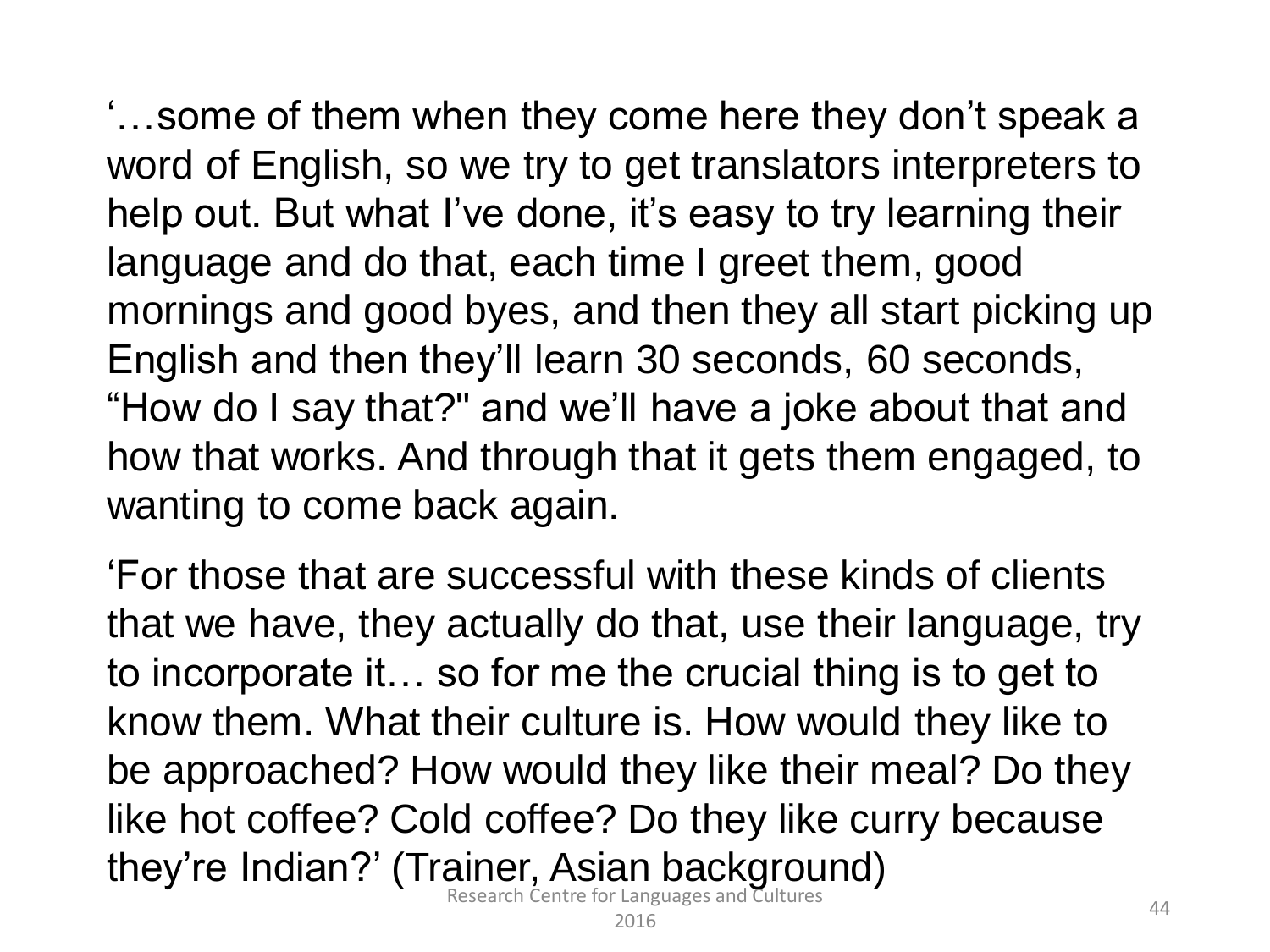'…some of them when they come here they don't speak a word of English, so we try to get translators interpreters to help out. But what I've done, it's easy to try learning their language and do that, each time I greet them, good mornings and good byes, and then they all start picking up English and then they'll learn 30 seconds, 60 seconds, "How do I say that?" and we'll have a joke about that and how that works. And through that it gets them engaged, to wanting to come back again.

'For those that are successful with these kinds of clients that we have, they actually do that, use their language, try to incorporate it… so for me the crucial thing is to get to know them. What their culture is. How would they like to be approached? How would they like their meal? Do they like hot coffee? Cold coffee? Do they like curry because they're Indian?' (Trainer, Asian background)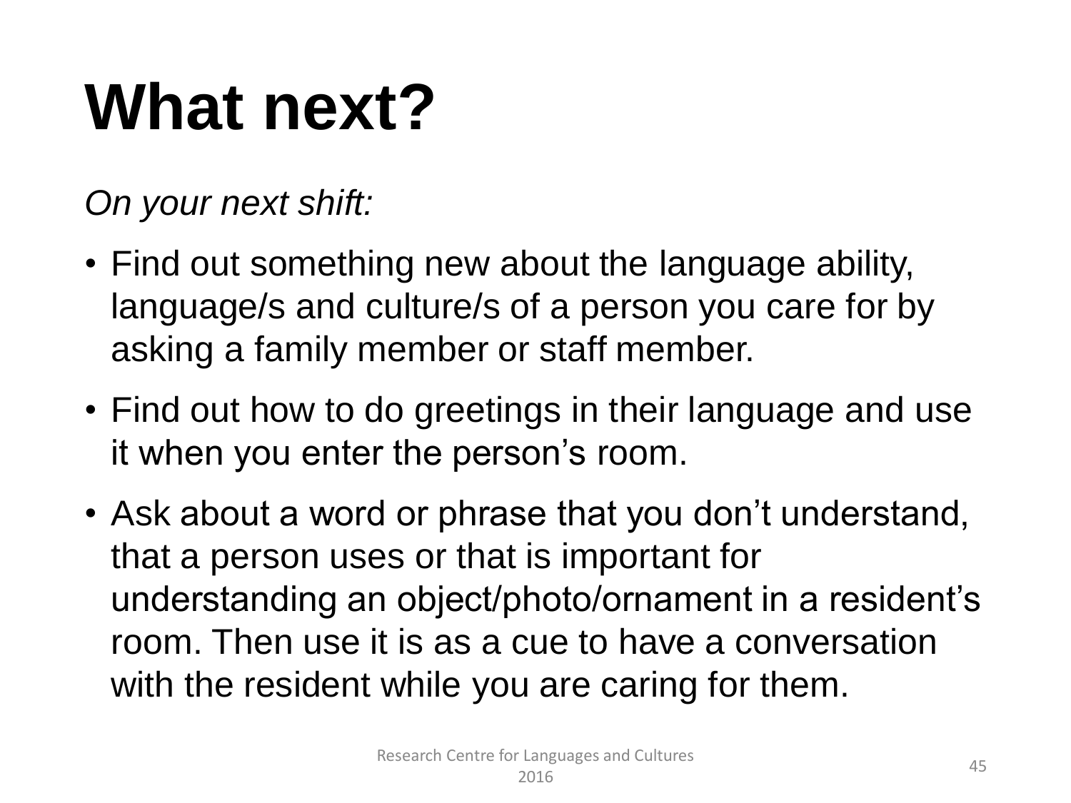# What next?

*On your next shift:*

- Find out something new about the language ability, language/s and culture/s of a person you care for by asking a family member or staff member.
- Find out how to do greetings in their language and use it when you enter the person's room.
- Ask about a word or phrase that you don't understand, that a person uses or that is important for understanding an object/photo/ornament in a resident's room. Then use it is as a cue to have a conversation with the resident while you are caring for them.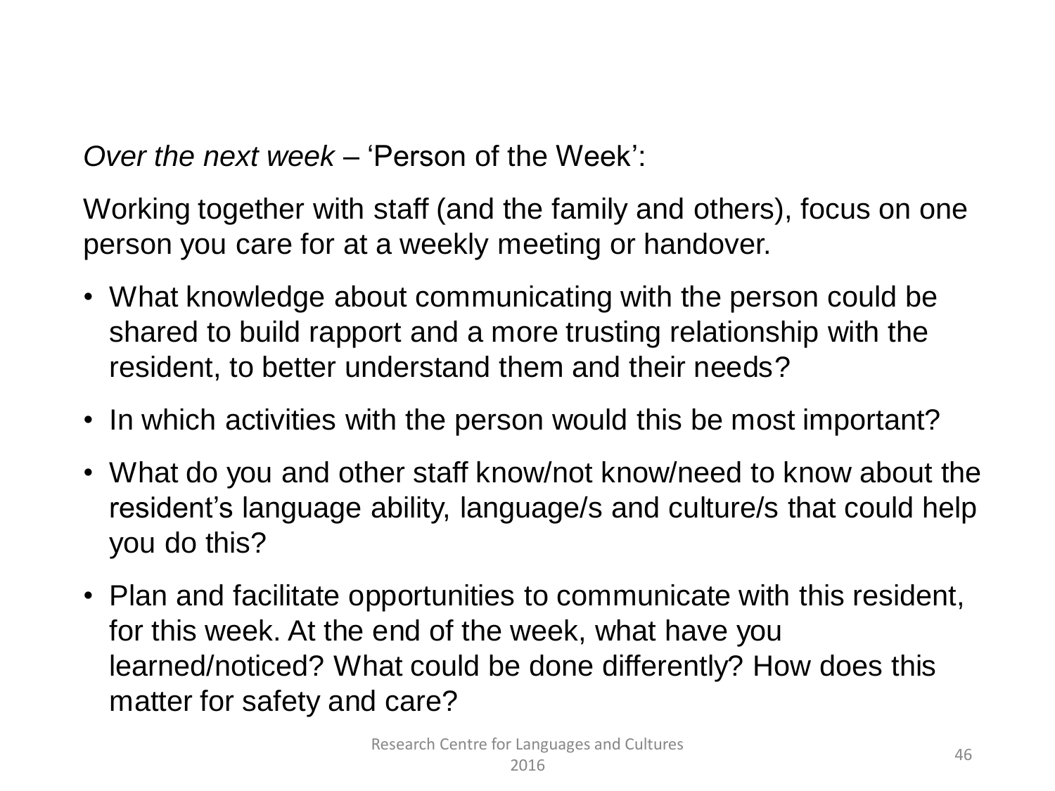*Over the next week* – 'Person of the Week':

Working together with staff (and the family and others), focus on one person you care for at a weekly meeting or handover.

- What knowledge about communicating with the person could be shared to build rapport and a more trusting relationship with the resident, to better understand them and their needs?
- In which activities with the person would this be most important?
- What do you and other staff know/not know/need to know about the resident's language ability, language/s and culture/s that could help you do this?
- Plan and facilitate opportunities to communicate with this resident, for this week. At the end of the week, what have you learned/noticed? What could be done differently? How does this matter for safety and care?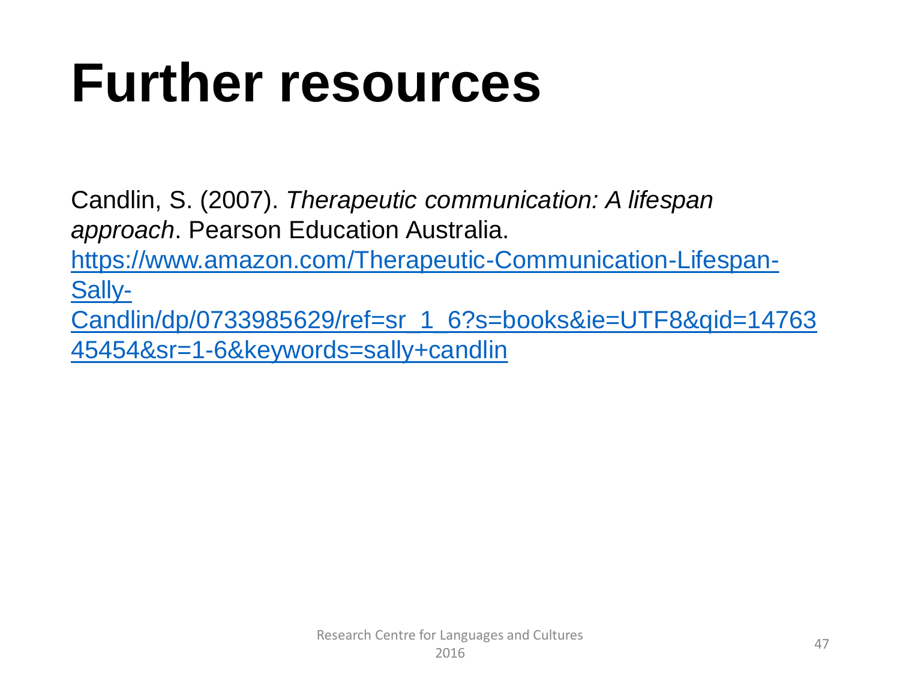# Further resources

Candlin, S. (2007). *Therapeutic communication: A lifespan approach*. Pearson Education Australia. https://www.amazon.com/Therapeutic-Communication-Lifespan-Sally-Candlin/dp/0733985629/ref=sr_1_6?s=books&ie=UTF8&qid=1476345454&sr=1-6&keywords=sally+candlin